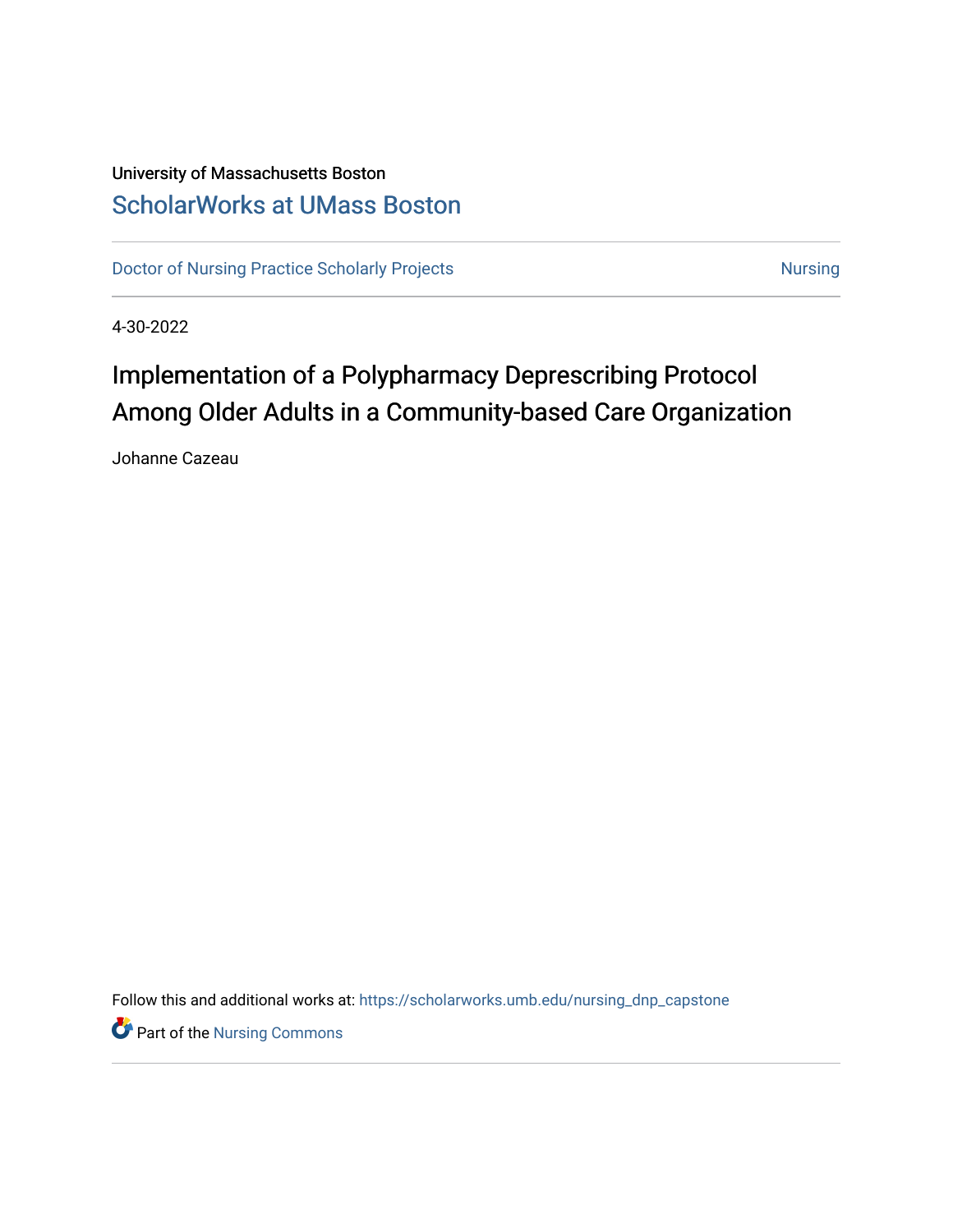University of Massachusetts Boston

# ScholarWorks at UMass Boston

Doctor of Nursing Practice Scholarly Projects | Nursing

4-30-2022

## Implementation of a Polypharmacy Deprescribing Protocol Among Older Adults in a Community-based Care Organization

Johanne Cazeau

Follow this and additional works at: https://scholarworks.umb.edu/nursing_dnp_capstone

Part of the Nursing Commons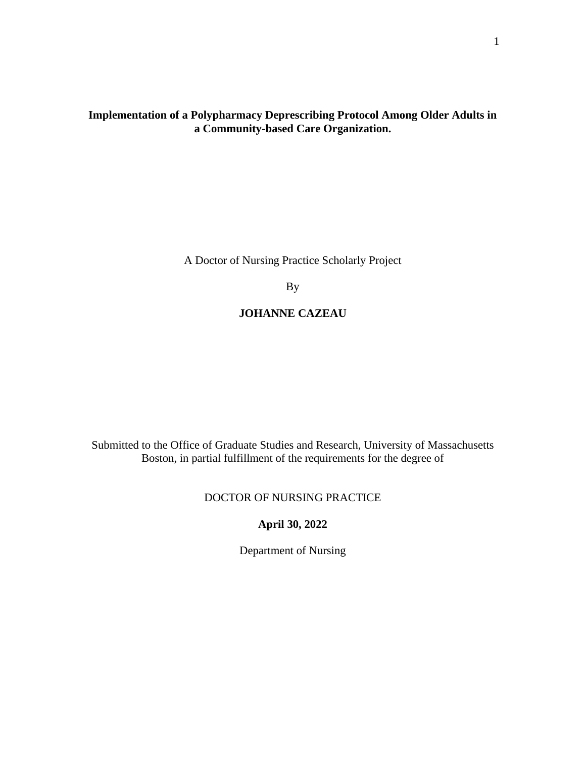**Implementation of a Polypharmacy Deprescribing Protocol Among Older Adults in a Community-based Care Organization.**

A Doctor of Nursing Practice Scholarly Project

By

**JOHANNE CAZEAU**

Submitted to the Office of Graduate Studies and Research, University of Massachusetts Boston, in partial fulfillment of the requirements for the degree of

DOCTOR OF NURSING PRACTICE

**April 30, 2022**

Department of Nursing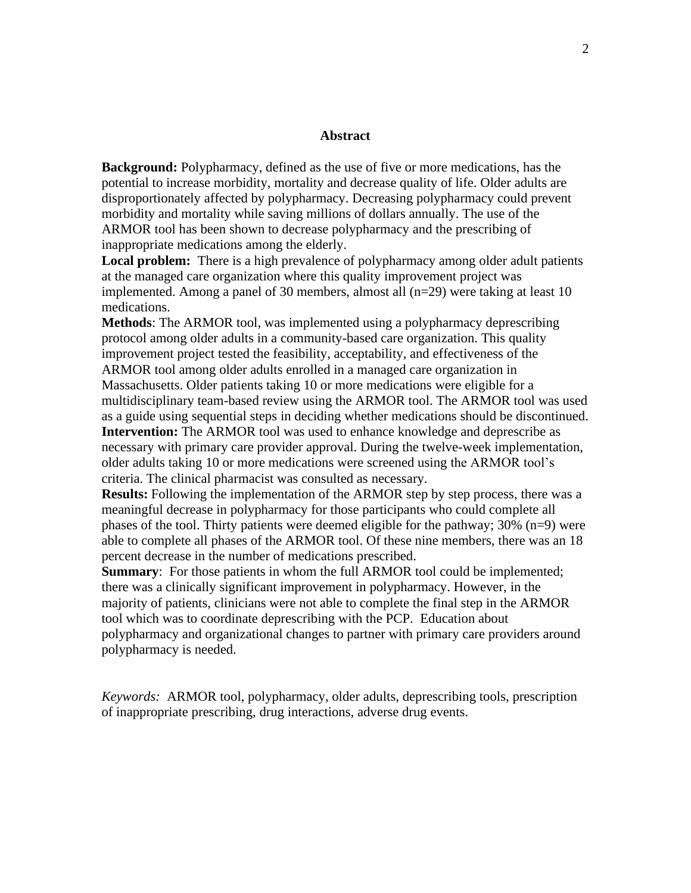# Abstract

**Background:** Polypharmacy, defined as the use of five or more medications, has the potential to increase morbidity, mortality and decrease quality of life. Older adults are disproportionately affected by polypharmacy. Decreasing polypharmacy could prevent morbidity and mortality while saving millions of dollars annually. The use of the ARMOR tool has been shown to decrease polypharmacy and the prescribing of inappropriate medications among the elderly.

**Local problem:** There is a high prevalence of polypharmacy among older adult patients at the managed care organization where this quality improvement project was implemented. Among a panel of 30 members, almost all (n=29) were taking at least 10 medications.

**Methods**: The ARMOR tool, was implemented using a polypharmacy deprescribing protocol among older adults in a community-based care organization. This quality improvement project tested the feasibility, acceptability, and effectiveness of the ARMOR tool among older adults enrolled in a managed care organization in Massachusetts. Older patients taking 10 or more medications were eligible for a multidisciplinary team-based review using the ARMOR tool. The ARMOR tool was used as a guide using sequential steps in deciding whether medications should be discontinued.

**Intervention:** The ARMOR tool was used to enhance knowledge and deprescribe as necessary with primary care provider approval. During the twelve-week implementation, older adults taking 10 or more medications were screened using the ARMOR tool's criteria. The clinical pharmacist was consulted as necessary.

**Results:** Following the implementation of the ARMOR step by step process, there was a meaningful decrease in polypharmacy for those participants who could complete all phases of the tool. Thirty patients were deemed eligible for the pathway; 30% (n=9) were able to complete all phases of the ARMOR tool. Of these nine members, there was an 18 percent decrease in the number of medications prescribed.

**Summary**: For those patients in whom the full ARMOR tool could be implemented; there was a clinically significant improvement in polypharmacy. However, in the majority of patients, clinicians were not able to complete the final step in the ARMOR tool which was to coordinate deprescribing with the PCP. Education about polypharmacy and organizational changes to partner with primary care providers around polypharmacy is needed.

*Keywords:* ARMOR tool, polypharmacy, older adults, deprescribing tools, prescription of inappropriate prescribing, drug interactions, adverse drug events.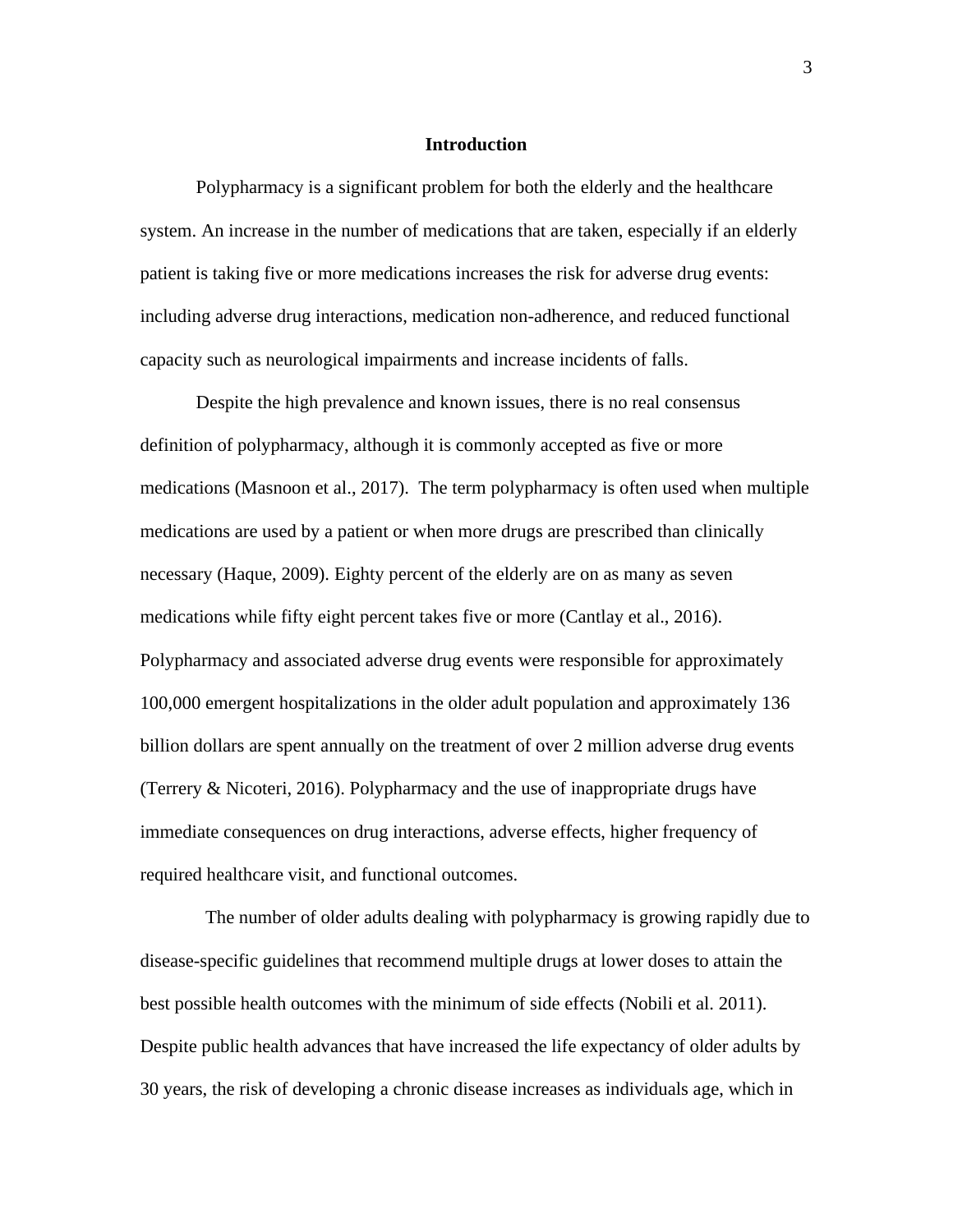## Introduction

Polypharmacy is a significant problem for both the elderly and the healthcare system. An increase in the number of medications that are taken, especially if an elderly patient is taking five or more medications increases the risk for adverse drug events: including adverse drug interactions, medication non-adherence, and reduced functional capacity such as neurological impairments and increase incidents of falls.

Despite the high prevalence and known issues, there is no real consensus definition of polypharmacy, although it is commonly accepted as five or more medications (Masnoon et al., 2017). The term polypharmacy is often used when multiple medications are used by a patient or when more drugs are prescribed than clinically necessary (Haque, 2009). Eighty percent of the elderly are on as many as seven medications while fifty eight percent takes five or more (Cantlay et al., 2016). Polypharmacy and associated adverse drug events were responsible for approximately 100,000 emergent hospitalizations in the older adult population and approximately 136 billion dollars are spent annually on the treatment of over 2 million adverse drug events (Terrery & Nicoteri, 2016). Polypharmacy and the use of inappropriate drugs have immediate consequences on drug interactions, adverse effects, higher frequency of required healthcare visit, and functional outcomes.

The number of older adults dealing with polypharmacy is growing rapidly due to disease-specific guidelines that recommend multiple drugs at lower doses to attain the best possible health outcomes with the minimum of side effects (Nobili et al. 2011). Despite public health advances that have increased the life expectancy of older adults by 30 years, the risk of developing a chronic disease increases as individuals age, which in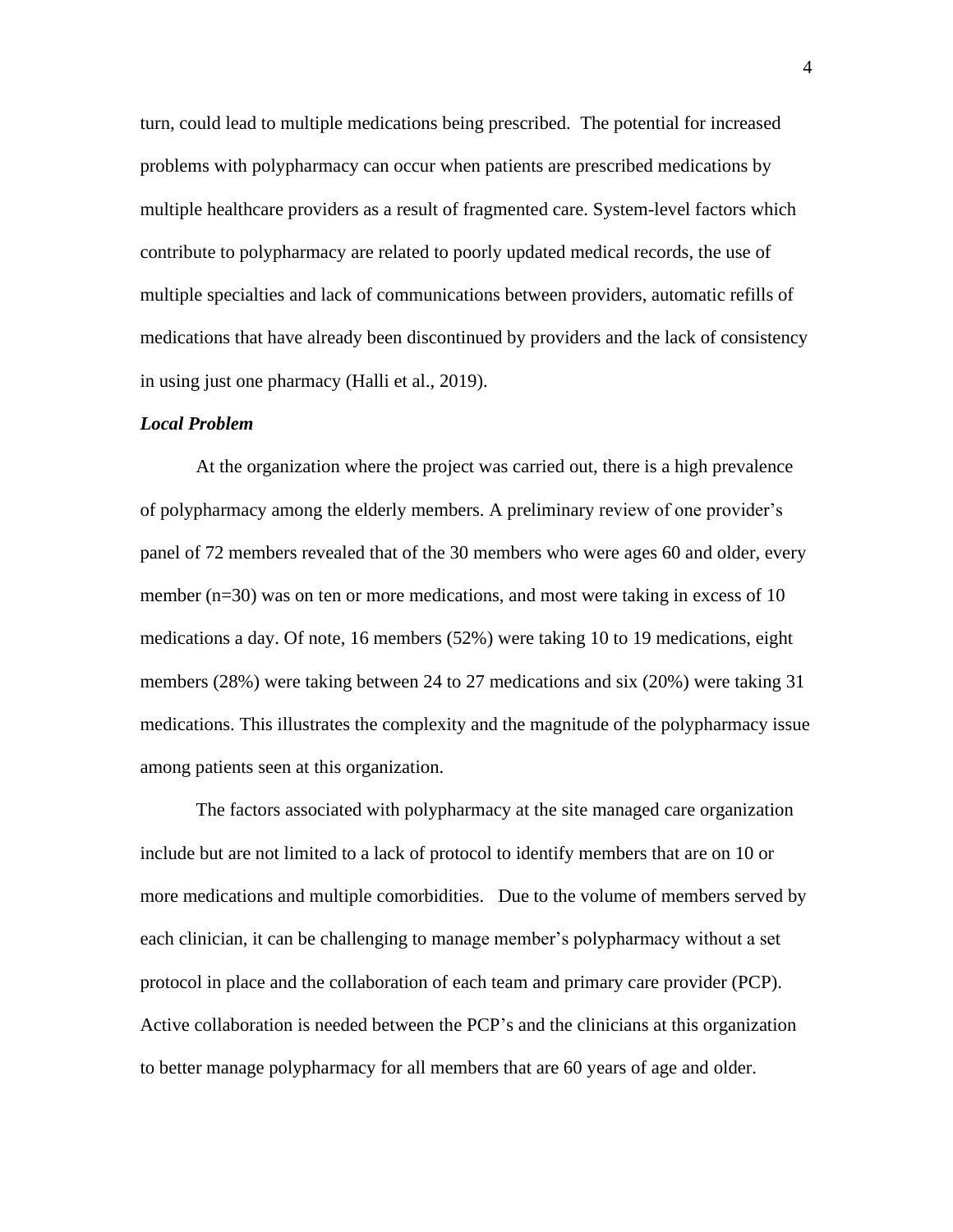turn, could lead to multiple medications being prescribed. The potential for increased problems with polypharmacy can occur when patients are prescribed medications by multiple healthcare providers as a result of fragmented care. System-level factors which contribute to polypharmacy are related to poorly updated medical records, the use of multiple specialties and lack of communications between providers, automatic refills of medications that have already been discontinued by providers and the lack of consistency in using just one pharmacy (Halli et al., 2019).

### *Local Problem*

At the organization where the project was carried out, there is a high prevalence of polypharmacy among the elderly members. A preliminary review of one provider's panel of 72 members revealed that of the 30 members who were ages 60 and older, every member (n=30) was on ten or more medications, and most were taking in excess of 10 medications a day. Of note, 16 members (52%) were taking 10 to 19 medications, eight members (28%) were taking between 24 to 27 medications and six (20%) were taking 31 medications. This illustrates the complexity and the magnitude of the polypharmacy issue among patients seen at this organization.

The factors associated with polypharmacy at the site managed care organization include but are not limited to a lack of protocol to identify members that are on 10 or more medications and multiple comorbidities. Due to the volume of members served by each clinician, it can be challenging to manage member's polypharmacy without a set protocol in place and the collaboration of each team and primary care provider (PCP). Active collaboration is needed between the PCP's and the clinicians at this organization to better manage polypharmacy for all members that are 60 years of age and older.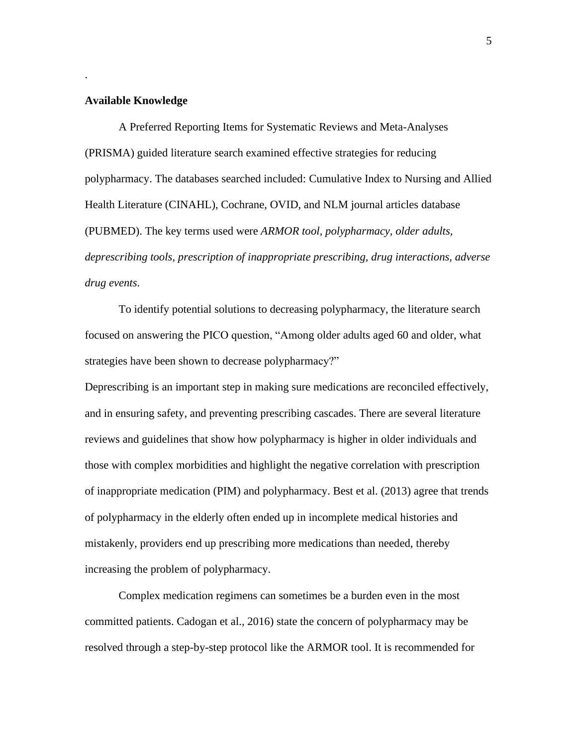.

**Available Knowledge**

A Preferred Reporting Items for Systematic Reviews and Meta-Analyses (PRISMA) guided literature search examined effective strategies for reducing polypharmacy. The databases searched included: Cumulative Index to Nursing and Allied Health Literature (CINAHL), Cochrane, OVID, and NLM journal articles database (PUBMED). The key terms used were *ARMOR tool, polypharmacy, older adults, deprescribing tools, prescription of inappropriate prescribing, drug interactions, adverse drug events*.

To identify potential solutions to decreasing polypharmacy, the literature search focused on answering the PICO question, "Among older adults aged 60 and older, what strategies have been shown to decrease polypharmacy?"

Deprescribing is an important step in making sure medications are reconciled effectively, and in ensuring safety, and preventing prescribing cascades. There are several literature reviews and guidelines that show how polypharmacy is higher in older individuals and those with complex morbidities and highlight the negative correlation with prescription of inappropriate medication (PIM) and polypharmacy. Best et al. (2013) agree that trends of polypharmacy in the elderly often ended up in incomplete medical histories and mistakenly, providers end up prescribing more medications than needed, thereby increasing the problem of polypharmacy.

Complex medication regimens can sometimes be a burden even in the most committed patients. Cadogan et al., 2016) state the concern of polypharmacy may be resolved through a step-by-step protocol like the ARMOR tool. It is recommended for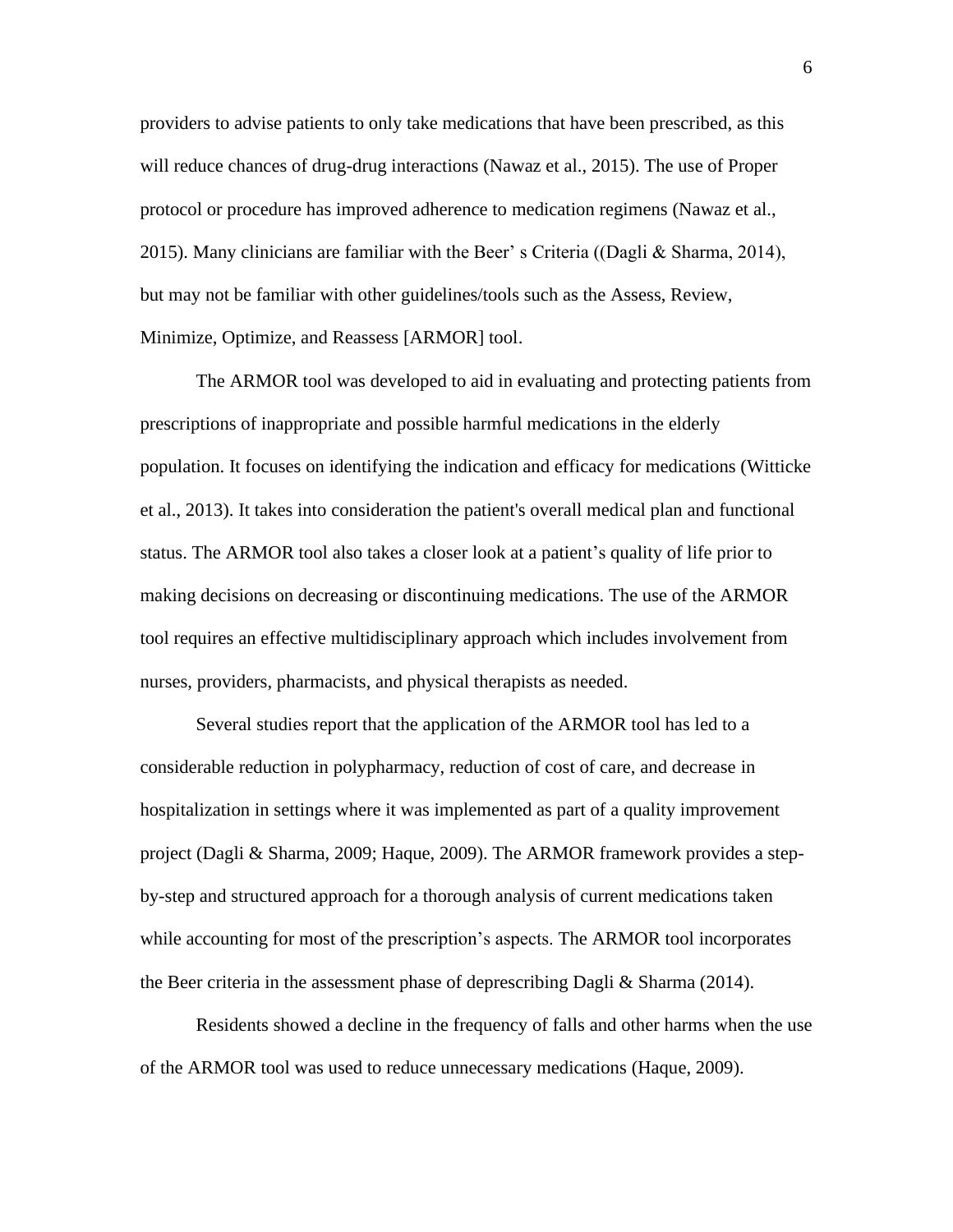providers to advise patients to only take medications that have been prescribed, as this will reduce chances of drug-drug interactions (Nawaz et al., 2015). The use of Proper protocol or procedure has improved adherence to medication regimens (Nawaz et al., 2015). Many clinicians are familiar with the Beer' s Criteria ((Dagli & Sharma, 2014), but may not be familiar with other guidelines/tools such as the Assess, Review, Minimize, Optimize, and Reassess [ARMOR] tool.

The ARMOR tool was developed to aid in evaluating and protecting patients from prescriptions of inappropriate and possible harmful medications in the elderly population. It focuses on identifying the indication and efficacy for medications (Witticke et al., 2013). It takes into consideration the patient's overall medical plan and functional status. The ARMOR tool also takes a closer look at a patient's quality of life prior to making decisions on decreasing or discontinuing medications. The use of the ARMOR tool requires an effective multidisciplinary approach which includes involvement from nurses, providers, pharmacists, and physical therapists as needed.

Several studies report that the application of the ARMOR tool has led to a considerable reduction in polypharmacy, reduction of cost of care, and decrease in hospitalization in settings where it was implemented as part of a quality improvement project (Dagli & Sharma, 2009; Haque, 2009). The ARMOR framework provides a step-by-step and structured approach for a thorough analysis of current medications taken while accounting for most of the prescription's aspects. The ARMOR tool incorporates the Beer criteria in the assessment phase of deprescribing Dagli & Sharma (2014).

Residents showed a decline in the frequency of falls and other harms when the use of the ARMOR tool was used to reduce unnecessary medications (Haque, 2009).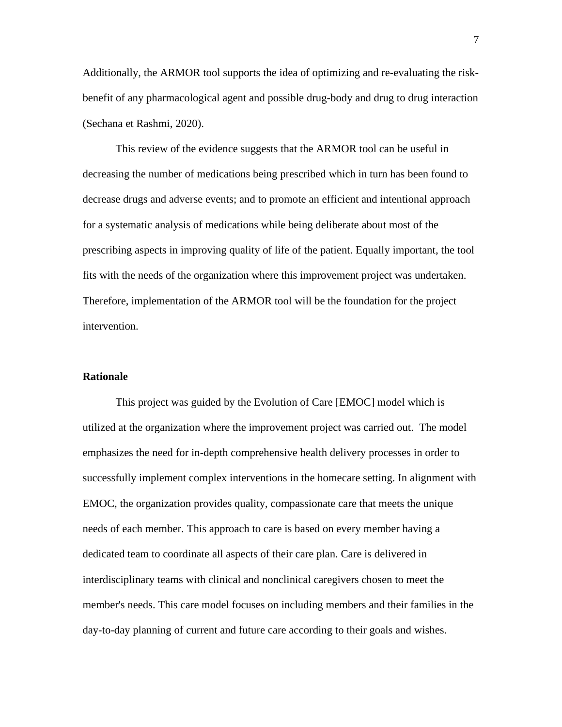Additionally, the ARMOR tool supports the idea of optimizing and re-evaluating the risk-benefit of any pharmacological agent and possible drug-body and drug to drug interaction (Sechana et Rashmi, 2020).

This review of the evidence suggests that the ARMOR tool can be useful in decreasing the number of medications being prescribed which in turn has been found to decrease drugs and adverse events; and to promote an efficient and intentional approach for a systematic analysis of medications while being deliberate about most of the prescribing aspects in improving quality of life of the patient. Equally important, the tool fits with the needs of the organization where this improvement project was undertaken. Therefore, implementation of the ARMOR tool will be the foundation for the project intervention.

## Rationale

This project was guided by the Evolution of Care [EMOC] model which is utilized at the organization where the improvement project was carried out. The model emphasizes the need for in-depth comprehensive health delivery processes in order to successfully implement complex interventions in the homecare setting. In alignment with EMOC, the organization provides quality, compassionate care that meets the unique needs of each member. This approach to care is based on every member having a dedicated team to coordinate all aspects of their care plan. Care is delivered in interdisciplinary teams with clinical and nonclinical caregivers chosen to meet the member's needs. This care model focuses on including members and their families in the day-to-day planning of current and future care according to their goals and wishes.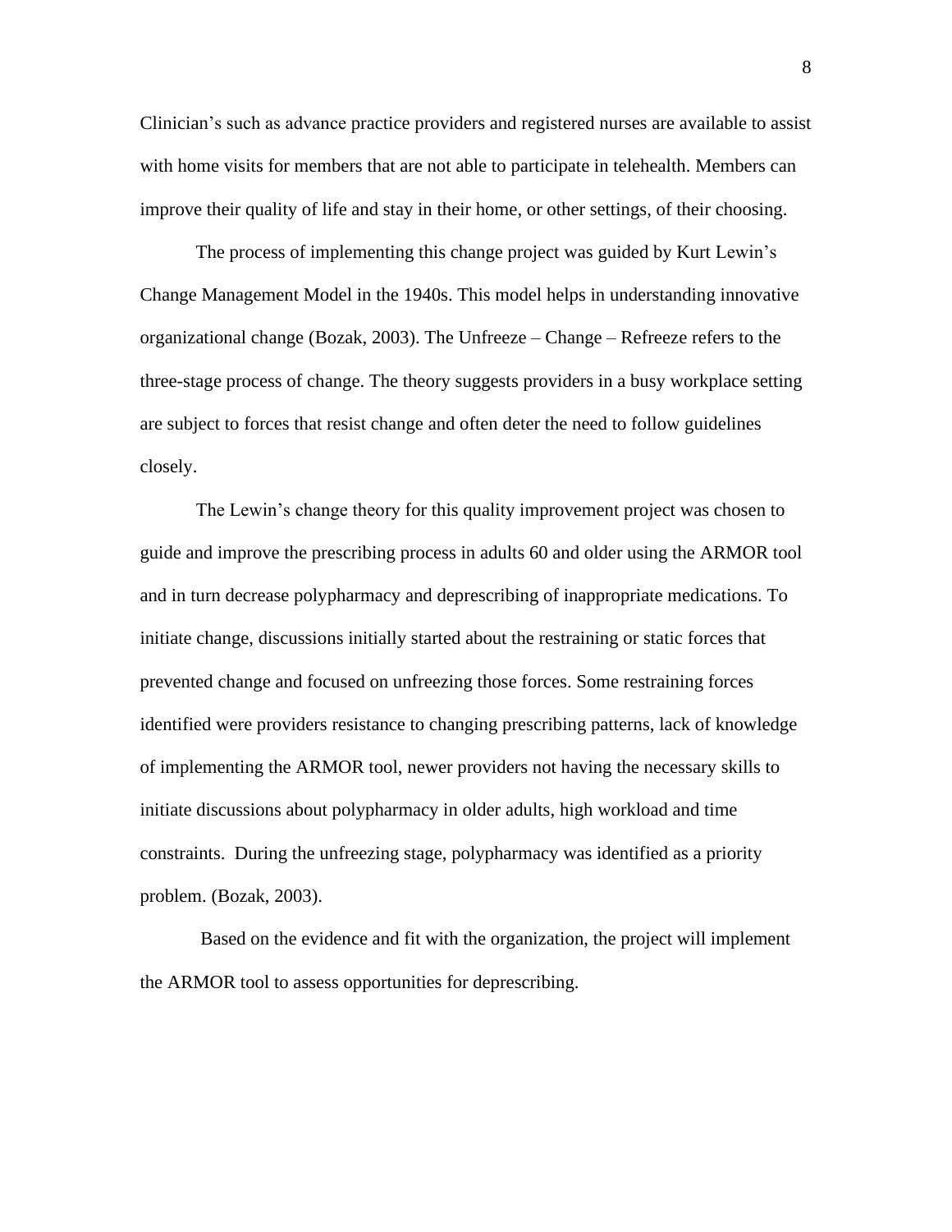Clinician's such as advance practice providers and registered nurses are available to assist with home visits for members that are not able to participate in telehealth. Members can improve their quality of life and stay in their home, or other settings, of their choosing.

The process of implementing this change project was guided by Kurt Lewin's Change Management Model in the 1940s. This model helps in understanding innovative organizational change (Bozak, 2003). The Unfreeze – Change – Refreeze refers to the three-stage process of change. The theory suggests providers in a busy workplace setting are subject to forces that resist change and often deter the need to follow guidelines closely.

The Lewin's change theory for this quality improvement project was chosen to guide and improve the prescribing process in adults 60 and older using the ARMOR tool and in turn decrease polypharmacy and deprescribing of inappropriate medications. To initiate change, discussions initially started about the restraining or static forces that prevented change and focused on unfreezing those forces. Some restraining forces identified were providers resistance to changing prescribing patterns, lack of knowledge of implementing the ARMOR tool, newer providers not having the necessary skills to initiate discussions about polypharmacy in older adults, high workload and time constraints. During the unfreezing stage, polypharmacy was identified as a priority problem. (Bozak, 2003).

Based on the evidence and fit with the organization, the project will implement the ARMOR tool to assess opportunities for deprescribing.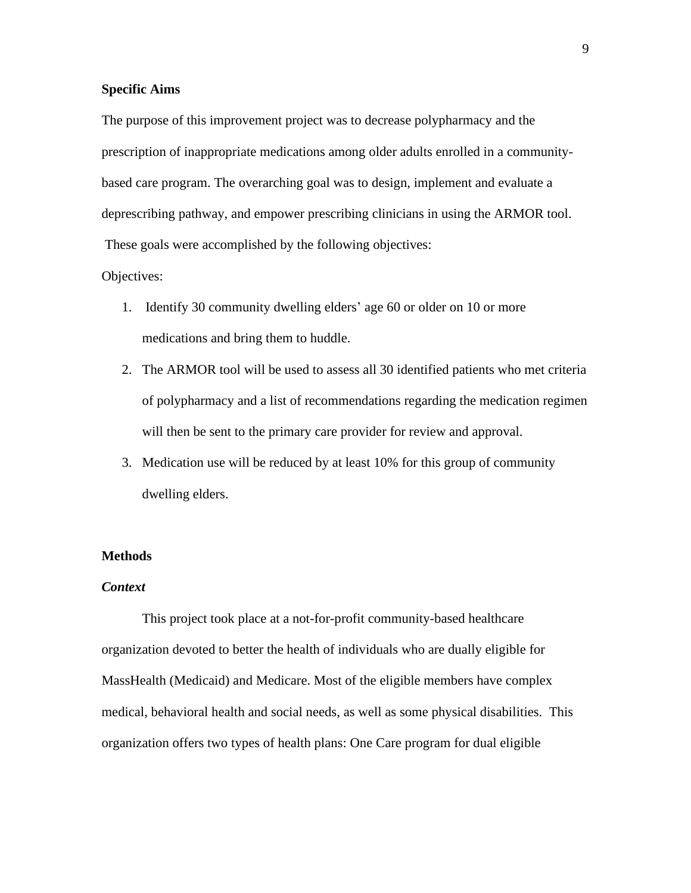**Specific Aims**

The purpose of this improvement project was to decrease polypharmacy and the prescription of inappropriate medications among older adults enrolled in a community-based care program. The overarching goal was to design, implement and evaluate a deprescribing pathway, and empower prescribing clinicians in using the ARMOR tool. These goals were accomplished by the following objectives:

Objectives:

1. Identify 30 community dwelling elders' age 60 or older on 10 or more medications and bring them to huddle.
2. The ARMOR tool will be used to assess all 30 identified patients who met criteria of polypharmacy and a list of recommendations regarding the medication regimen will then be sent to the primary care provider for review and approval.
3. Medication use will be reduced by at least 10% for this group of community dwelling elders.

**Methods**

***Context***

This project took place at a not-for-profit community-based healthcare organization devoted to better the health of individuals who are dually eligible for MassHealth (Medicaid) and Medicare. Most of the eligible members have complex medical, behavioral health and social needs, as well as some physical disabilities. This organization offers two types of health plans: One Care program for dual eligible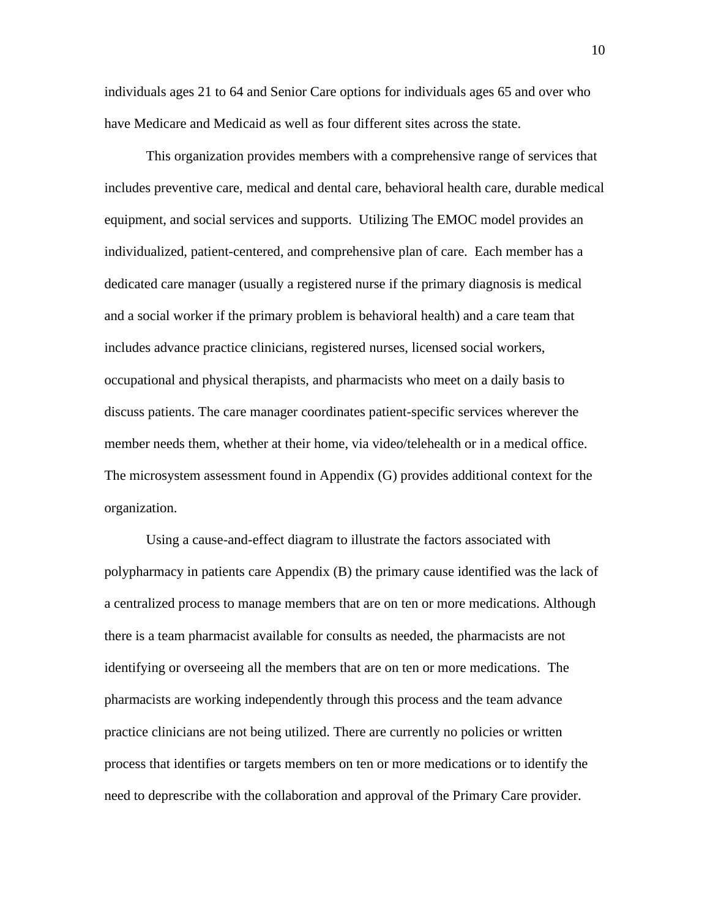individuals ages 21 to 64 and Senior Care options for individuals ages 65 and over who have Medicare and Medicaid as well as four different sites across the state.

This organization provides members with a comprehensive range of services that includes preventive care, medical and dental care, behavioral health care, durable medical equipment, and social services and supports. Utilizing The EMOC model provides an individualized, patient-centered, and comprehensive plan of care. Each member has a dedicated care manager (usually a registered nurse if the primary diagnosis is medical and a social worker if the primary problem is behavioral health) and a care team that includes advance practice clinicians, registered nurses, licensed social workers, occupational and physical therapists, and pharmacists who meet on a daily basis to discuss patients. The care manager coordinates patient-specific services wherever the member needs them, whether at their home, via video/telehealth or in a medical office. The microsystem assessment found in Appendix (G) provides additional context for the organization.

Using a cause-and-effect diagram to illustrate the factors associated with polypharmacy in patients care Appendix (B) the primary cause identified was the lack of a centralized process to manage members that are on ten or more medications. Although there is a team pharmacist available for consults as needed, the pharmacists are not identifying or overseeing all the members that are on ten or more medications. The pharmacists are working independently through this process and the team advance practice clinicians are not being utilized. There are currently no policies or written process that identifies or targets members on ten or more medications or to identify the need to deprescribe with the collaboration and approval of the Primary Care provider.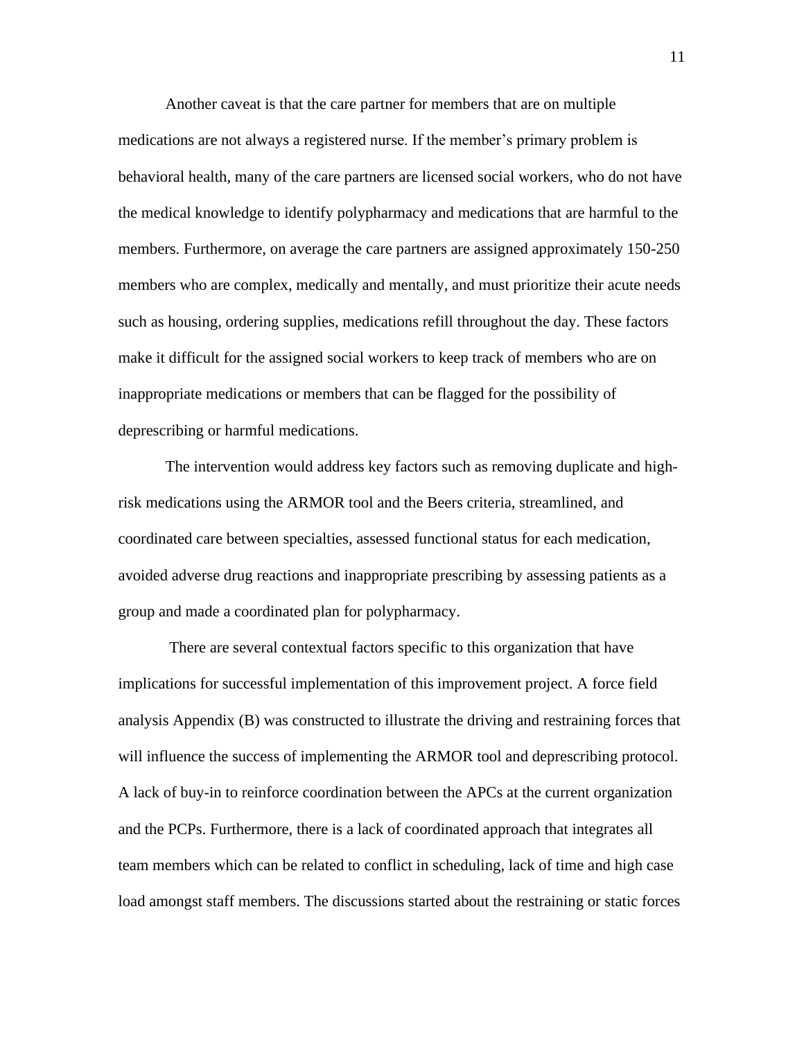Another caveat is that the care partner for members that are on multiple medications are not always a registered nurse. If the member's primary problem is behavioral health, many of the care partners are licensed social workers, who do not have the medical knowledge to identify polypharmacy and medications that are harmful to the members. Furthermore, on average the care partners are assigned approximately 150-250 members who are complex, medically and mentally, and must prioritize their acute needs such as housing, ordering supplies, medications refill throughout the day. These factors make it difficult for the assigned social workers to keep track of members who are on inappropriate medications or members that can be flagged for the possibility of deprescribing or harmful medications.

The intervention would address key factors such as removing duplicate and high-risk medications using the ARMOR tool and the Beers criteria, streamlined, and coordinated care between specialties, assessed functional status for each medication, avoided adverse drug reactions and inappropriate prescribing by assessing patients as a group and made a coordinated plan for polypharmacy.

There are several contextual factors specific to this organization that have implications for successful implementation of this improvement project. A force field analysis Appendix (B) was constructed to illustrate the driving and restraining forces that will influence the success of implementing the ARMOR tool and deprescribing protocol. A lack of buy-in to reinforce coordination between the APCs at the current organization and the PCPs. Furthermore, there is a lack of coordinated approach that integrates all team members which can be related to conflict in scheduling, lack of time and high case load amongst staff members. The discussions started about the restraining or static forces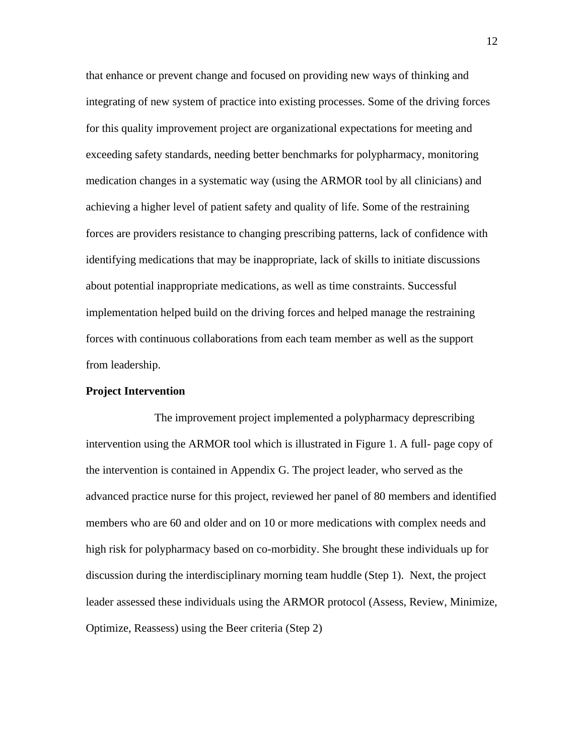that enhance or prevent change and focused on providing new ways of thinking and integrating of new system of practice into existing processes. Some of the driving forces for this quality improvement project are organizational expectations for meeting and exceeding safety standards, needing better benchmarks for polypharmacy, monitoring medication changes in a systematic way (using the ARMOR tool by all clinicians) and achieving a higher level of patient safety and quality of life. Some of the restraining forces are providers resistance to changing prescribing patterns, lack of confidence with identifying medications that may be inappropriate, lack of skills to initiate discussions about potential inappropriate medications, as well as time constraints. Successful implementation helped build on the driving forces and helped manage the restraining forces with continuous collaborations from each team member as well as the support from leadership.

**Project Intervention**

The improvement project implemented a polypharmacy deprescribing intervention using the ARMOR tool which is illustrated in Figure 1. A full- page copy of the intervention is contained in Appendix G. The project leader, who served as the advanced practice nurse for this project, reviewed her panel of 80 members and identified members who are 60 and older and on 10 or more medications with complex needs and high risk for polypharmacy based on co-morbidity. She brought these individuals up for discussion during the interdisciplinary morning team huddle (Step 1). Next, the project leader assessed these individuals using the ARMOR protocol (Assess, Review, Minimize, Optimize, Reassess) using the Beer criteria (Step 2)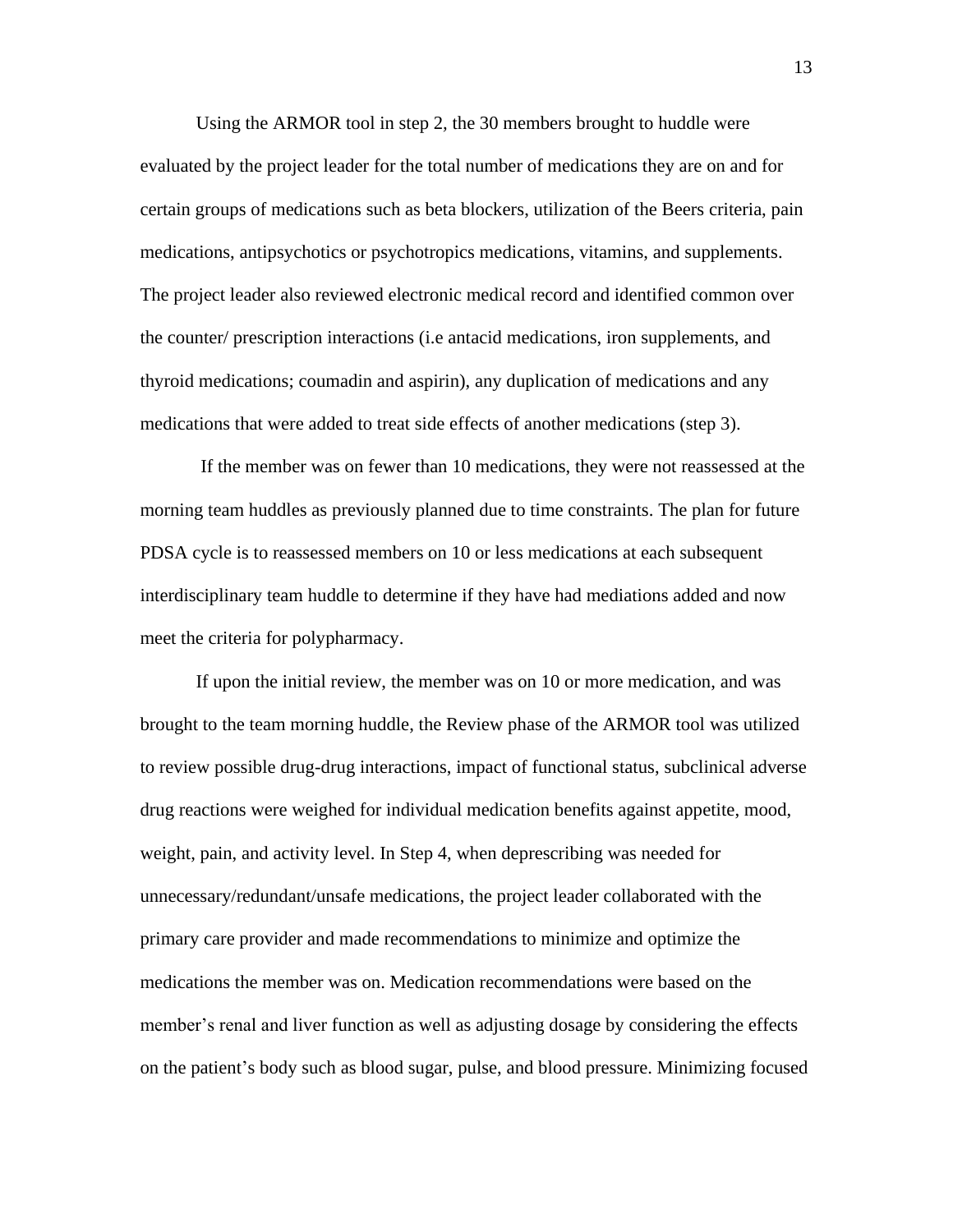Using the ARMOR tool in step 2, the 30 members brought to huddle were evaluated by the project leader for the total number of medications they are on and for certain groups of medications such as beta blockers, utilization of the Beers criteria, pain medications, antipsychotics or psychotropics medications, vitamins, and supplements. The project leader also reviewed electronic medical record and identified common over the counter/ prescription interactions (i.e antacid medications, iron supplements, and thyroid medications; coumadin and aspirin), any duplication of medications and any medications that were added to treat side effects of another medications (step 3).

If the member was on fewer than 10 medications, they were not reassessed at the morning team huddles as previously planned due to time constraints. The plan for future PDSA cycle is to reassessed members on 10 or less medications at each subsequent interdisciplinary team huddle to determine if they have had mediations added and now meet the criteria for polypharmacy.

If upon the initial review, the member was on 10 or more medication, and was brought to the team morning huddle, the Review phase of the ARMOR tool was utilized to review possible drug-drug interactions, impact of functional status, subclinical adverse drug reactions were weighed for individual medication benefits against appetite, mood, weight, pain, and activity level. In Step 4, when deprescribing was needed for unnecessary/redundant/unsafe medications, the project leader collaborated with the primary care provider and made recommendations to minimize and optimize the medications the member was on. Medication recommendations were based on the member's renal and liver function as well as adjusting dosage by considering the effects on the patient's body such as blood sugar, pulse, and blood pressure. Minimizing focused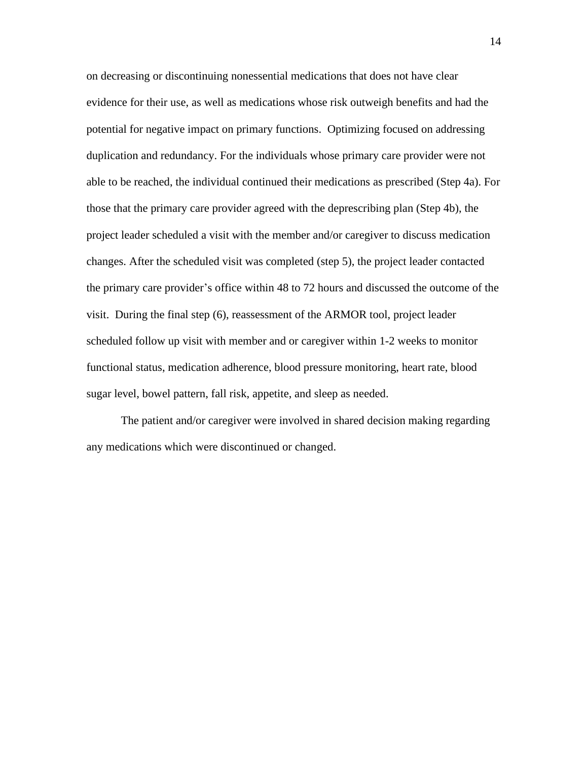on decreasing or discontinuing nonessential medications that does not have clear evidence for their use, as well as medications whose risk outweigh benefits and had the potential for negative impact on primary functions. Optimizing focused on addressing duplication and redundancy. For the individuals whose primary care provider were not able to be reached, the individual continued their medications as prescribed (Step 4a). For those that the primary care provider agreed with the deprescribing plan (Step 4b), the project leader scheduled a visit with the member and/or caregiver to discuss medication changes. After the scheduled visit was completed (step 5), the project leader contacted the primary care provider's office within 48 to 72 hours and discussed the outcome of the visit. During the final step (6), reassessment of the ARMOR tool, project leader scheduled follow up visit with member and or caregiver within 1-2 weeks to monitor functional status, medication adherence, blood pressure monitoring, heart rate, blood sugar level, bowel pattern, fall risk, appetite, and sleep as needed.

The patient and/or caregiver were involved in shared decision making regarding any medications which were discontinued or changed.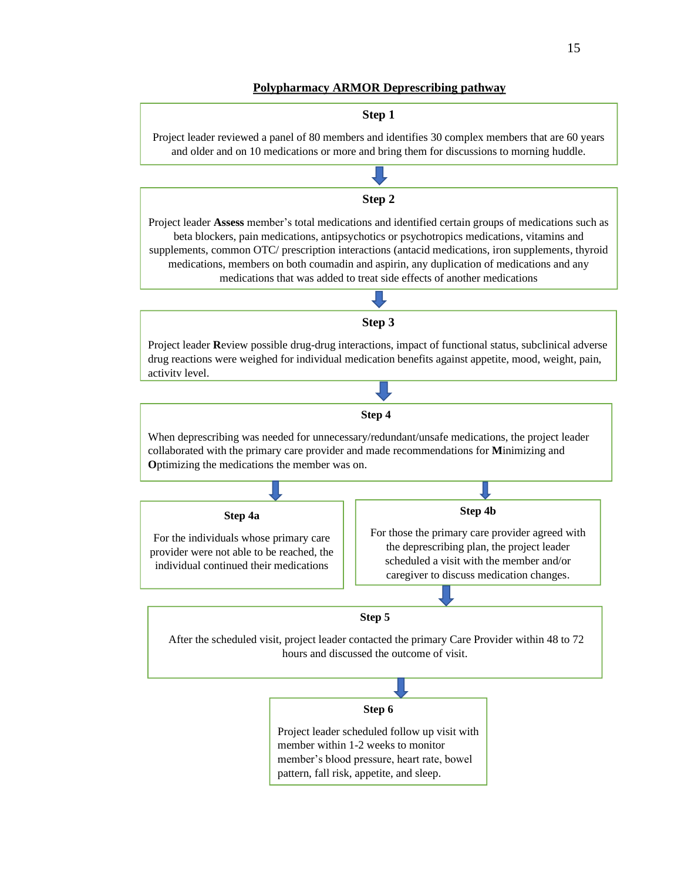## Polypharmacy ARMOR Deprescribing pathway

**Step 1**

Project leader reviewed a panel of 80 members and identifies 30 complex members that are 60 years and older and on 10 medications or more and bring them for discussions to morning huddle.

↓

**Step 2**

Project leader **Assess** member's total medications and identified certain groups of medications such as beta blockers, pain medications, antipsychotics or psychotropics medications, vitamins and supplements, common OTC/ prescription interactions (antacid medications, iron supplements, thyroid medications, members on both coumadin and aspirin, any duplication of medications and any medications that was added to treat side effects of another medications

↓

**Step 3**

Project leader **R**eview possible drug-drug interactions, impact of functional status, subclinical adverse drug reactions were weighed for individual medication benefits against appetite, mood, weight, pain, activity level.

↓

**Step 4**

When deprescribing was needed for unnecessary/redundant/unsafe medications, the project leader collaborated with the primary care provider and made recommendations for **M**inimizing and **O**ptimizing the medications the member was on.

↓

**Step 4a**

For the individuals whose primary care provider were not able to be reached, the individual continued their medications

**Step 4b**

For those the primary care provider agreed with the deprescribing plan, the project leader scheduled a visit with the member and/or caregiver to discuss medication changes.

↓

**Step 5**

After the scheduled visit, project leader contacted the primary Care Provider within 48 to 72 hours and discussed the outcome of visit.

↓

**Step 6**

Project leader scheduled follow up visit with member within 1-2 weeks to monitor member's blood pressure, heart rate, bowel pattern, fall risk, appetite, and sleep.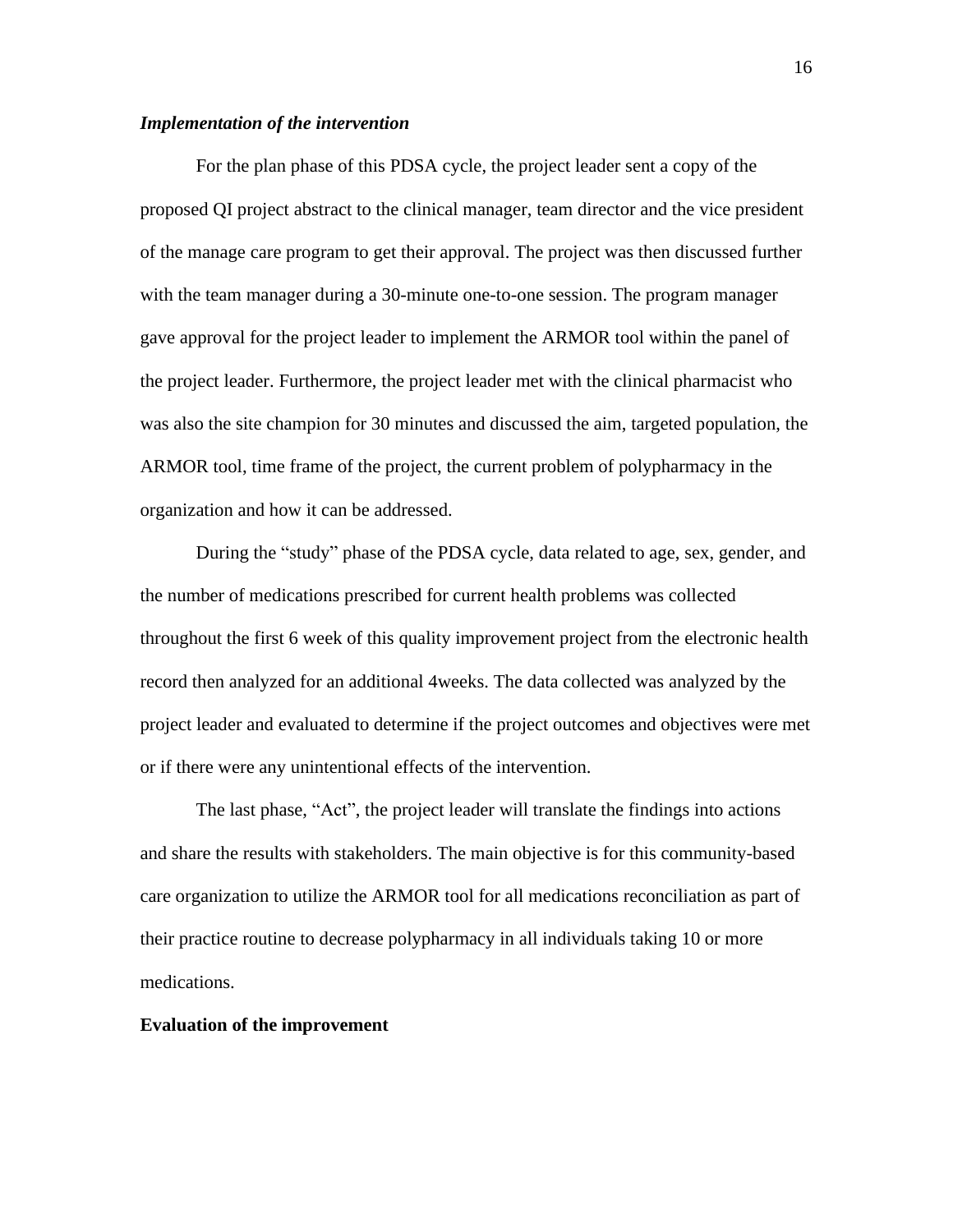***Implementation of the intervention***

For the plan phase of this PDSA cycle, the project leader sent a copy of the proposed QI project abstract to the clinical manager, team director and the vice president of the manage care program to get their approval. The project was then discussed further with the team manager during a 30-minute one-to-one session. The program manager gave approval for the project leader to implement the ARMOR tool within the panel of the project leader. Furthermore, the project leader met with the clinical pharmacist who was also the site champion for 30 minutes and discussed the aim, targeted population, the ARMOR tool, time frame of the project, the current problem of polypharmacy in the organization and how it can be addressed.

During the "study" phase of the PDSA cycle, data related to age, sex, gender, and the number of medications prescribed for current health problems was collected throughout the first 6 week of this quality improvement project from the electronic health record then analyzed for an additional 4weeks. The data collected was analyzed by the project leader and evaluated to determine if the project outcomes and objectives were met or if there were any unintentional effects of the intervention.

The last phase, "Act", the project leader will translate the findings into actions and share the results with stakeholders. The main objective is for this community-based care organization to utilize the ARMOR tool for all medications reconciliation as part of their practice routine to decrease polypharmacy in all individuals taking 10 or more medications.

**Evaluation of the improvement**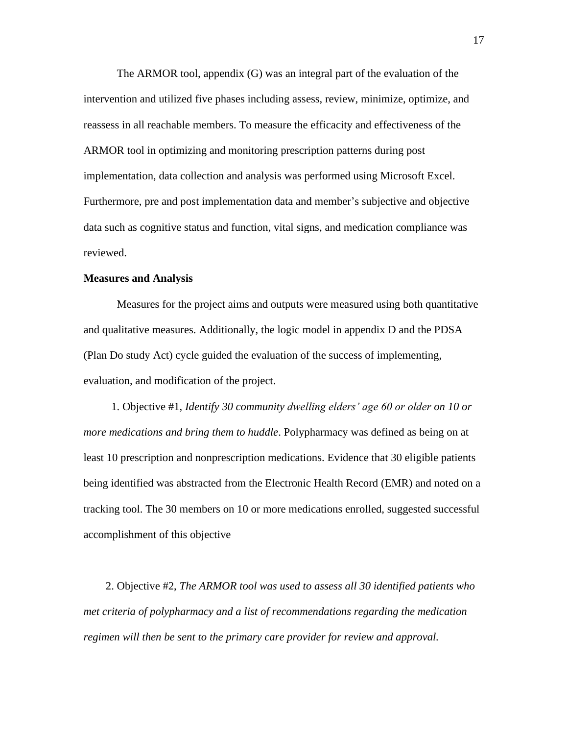The ARMOR tool, appendix (G) was an integral part of the evaluation of the intervention and utilized five phases including assess, review, minimize, optimize, and reassess in all reachable members. To measure the efficacity and effectiveness of the ARMOR tool in optimizing and monitoring prescription patterns during post implementation, data collection and analysis was performed using Microsoft Excel. Furthermore, pre and post implementation data and member's subjective and objective data such as cognitive status and function, vital signs, and medication compliance was reviewed.

**Measures and Analysis**

Measures for the project aims and outputs were measured using both quantitative and qualitative measures. Additionally, the logic model in appendix D and the PDSA (Plan Do study Act) cycle guided the evaluation of the success of implementing, evaluation, and modification of the project.

1. Objective #1, *Identify 30 community dwelling elders' age 60 or older on 10 or more medications and bring them to huddle*. Polypharmacy was defined as being on at least 10 prescription and nonprescription medications. Evidence that 30 eligible patients being identified was abstracted from the Electronic Health Record (EMR) and noted on a tracking tool. The 30 members on 10 or more medications enrolled, suggested successful accomplishment of this objective

2. Objective #2, *The ARMOR tool was used to assess all 30 identified patients who met criteria of polypharmacy and a list of recommendations regarding the medication regimen will then be sent to the primary care provider for review and approval.*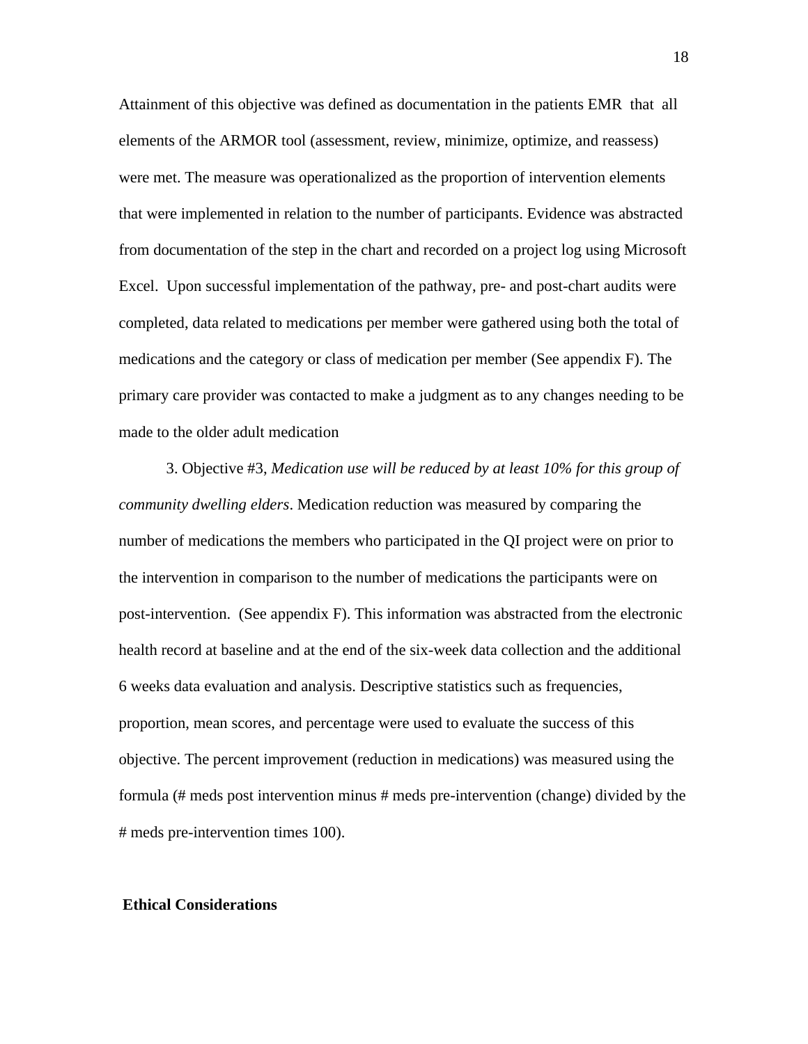Attainment of this objective was defined as documentation in the patients EMR that all elements of the ARMOR tool (assessment, review, minimize, optimize, and reassess) were met. The measure was operationalized as the proportion of intervention elements that were implemented in relation to the number of participants. Evidence was abstracted from documentation of the step in the chart and recorded on a project log using Microsoft Excel. Upon successful implementation of the pathway, pre- and post-chart audits were completed, data related to medications per member were gathered using both the total of medications and the category or class of medication per member (See appendix F). The primary care provider was contacted to make a judgment as to any changes needing to be made to the older adult medication

3. Objective #3, *Medication use will be reduced by at least 10% for this group of community dwelling elders*. Medication reduction was measured by comparing the number of medications the members who participated in the QI project were on prior to the intervention in comparison to the number of medications the participants were on post-intervention. (See appendix F). This information was abstracted from the electronic health record at baseline and at the end of the six-week data collection and the additional 6 weeks data evaluation and analysis. Descriptive statistics such as frequencies, proportion, mean scores, and percentage were used to evaluate the success of this objective. The percent improvement (reduction in medications) was measured using the formula (# meds post intervention minus # meds pre-intervention (change) divided by the # meds pre-intervention times 100).

**Ethical Considerations**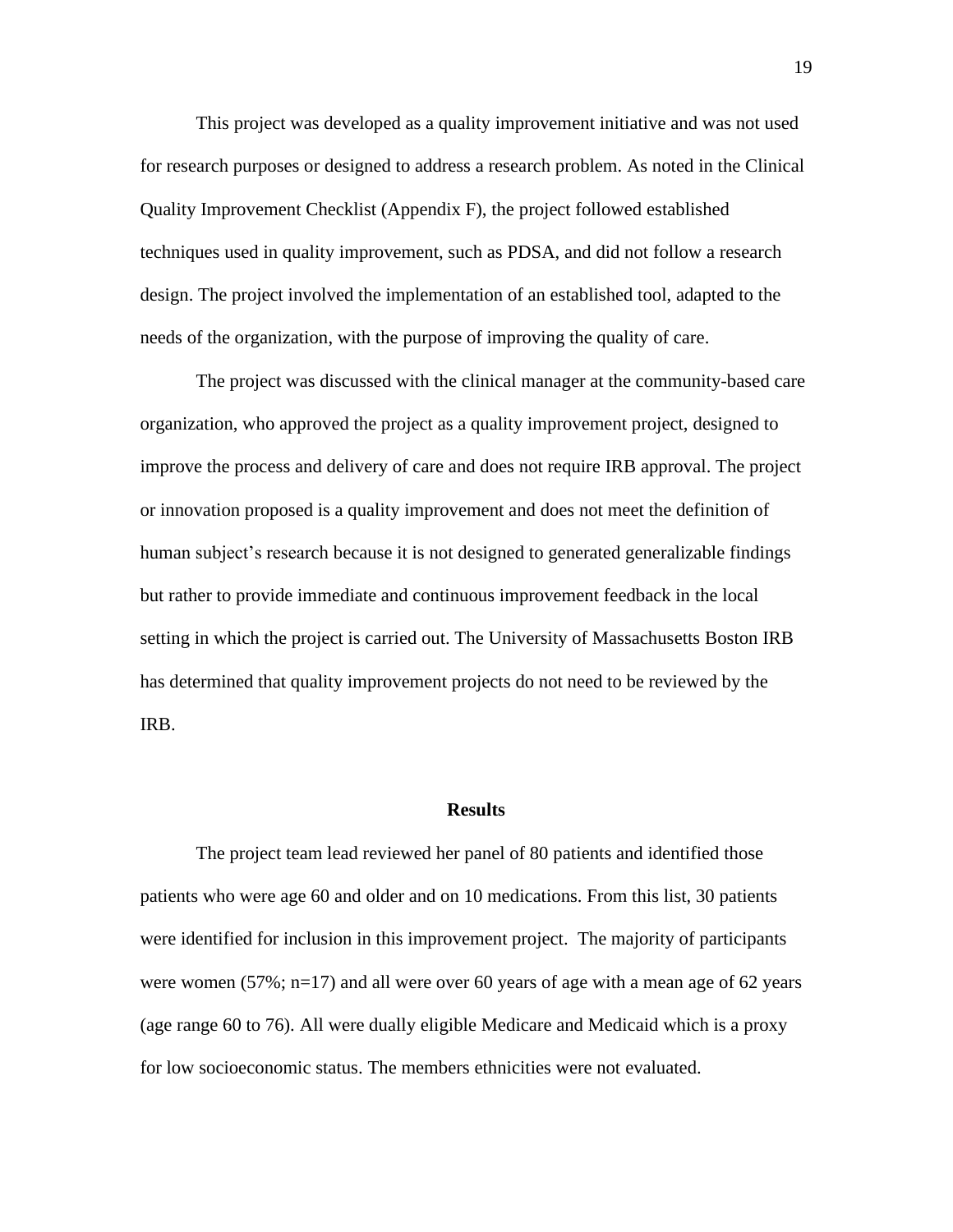This project was developed as a quality improvement initiative and was not used for research purposes or designed to address a research problem. As noted in the Clinical Quality Improvement Checklist (Appendix F), the project followed established techniques used in quality improvement, such as PDSA, and did not follow a research design. The project involved the implementation of an established tool, adapted to the needs of the organization, with the purpose of improving the quality of care.

The project was discussed with the clinical manager at the community-based care organization, who approved the project as a quality improvement project, designed to improve the process and delivery of care and does not require IRB approval. The project or innovation proposed is a quality improvement and does not meet the definition of human subject's research because it is not designed to generated generalizable findings but rather to provide immediate and continuous improvement feedback in the local setting in which the project is carried out. The University of Massachusetts Boston IRB has determined that quality improvement projects do not need to be reviewed by the IRB.

## Results

The project team lead reviewed her panel of 80 patients and identified those patients who were age 60 and older and on 10 medications. From this list, 30 patients were identified for inclusion in this improvement project. The majority of participants were women (57%; n=17) and all were over 60 years of age with a mean age of 62 years (age range 60 to 76). All were dually eligible Medicare and Medicaid which is a proxy for low socioeconomic status. The members ethnicities were not evaluated.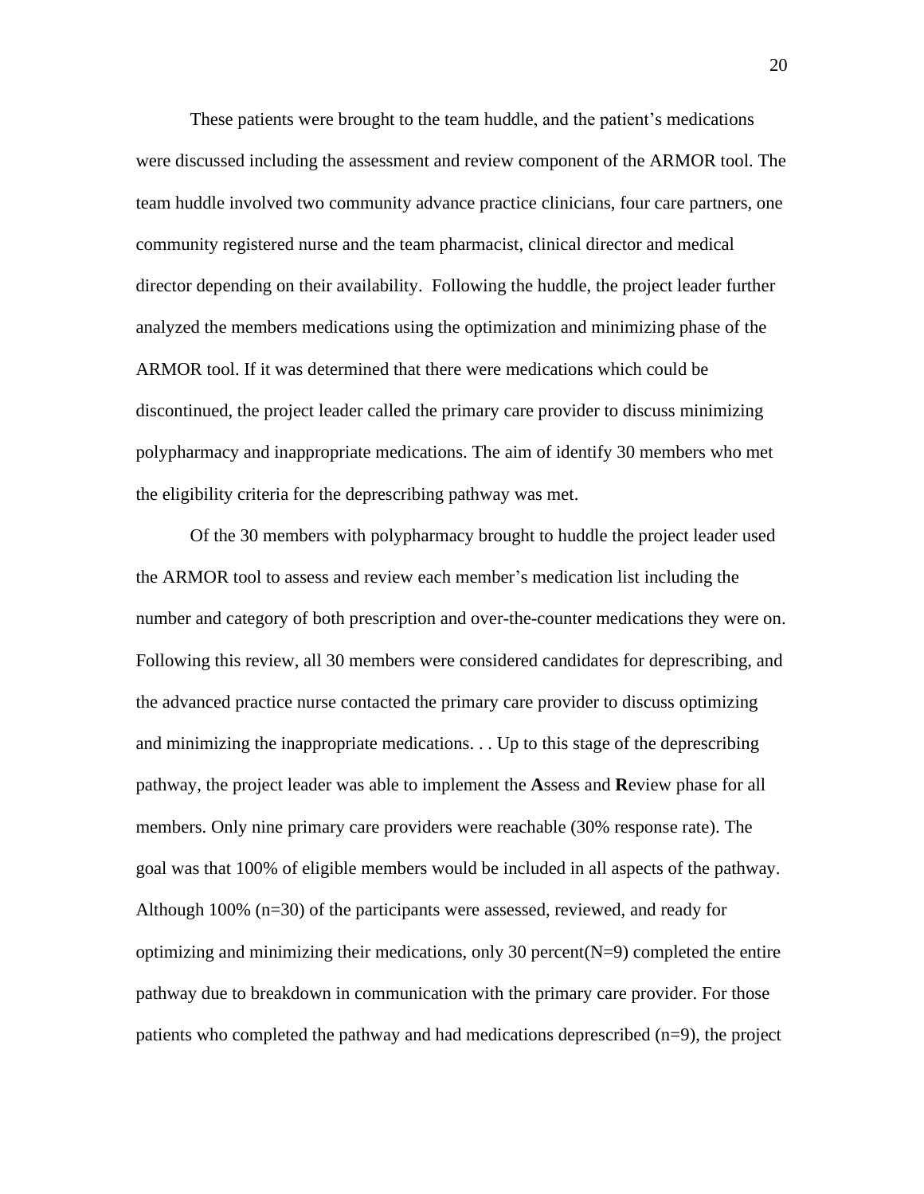These patients were brought to the team huddle, and the patient's medications were discussed including the assessment and review component of the ARMOR tool. The team huddle involved two community advance practice clinicians, four care partners, one community registered nurse and the team pharmacist, clinical director and medical director depending on their availability.  Following the huddle, the project leader further analyzed the members medications using the optimization and minimizing phase of the ARMOR tool. If it was determined that there were medications which could be discontinued, the project leader called the primary care provider to discuss minimizing polypharmacy and inappropriate medications. The aim of identify 30 members who met the eligibility criteria for the deprescribing pathway was met.

Of the 30 members with polypharmacy brought to huddle the project leader used the ARMOR tool to assess and review each member's medication list including the number and category of both prescription and over-the-counter medications they were on. Following this review, all 30 members were considered candidates for deprescribing, and the advanced practice nurse contacted the primary care provider to discuss optimizing and minimizing the inappropriate medications. . . Up to this stage of the deprescribing pathway, the project leader was able to implement the **A**ssess and **R**eview phase for all members. Only nine primary care providers were reachable (30% response rate). The goal was that 100% of eligible members would be included in all aspects of the pathway. Although 100% (n=30) of the participants were assessed, reviewed, and ready for optimizing and minimizing their medications, only 30 percent(N=9) completed the entire pathway due to breakdown in communication with the primary care provider. For those patients who completed the pathway and had medications deprescribed (n=9), the project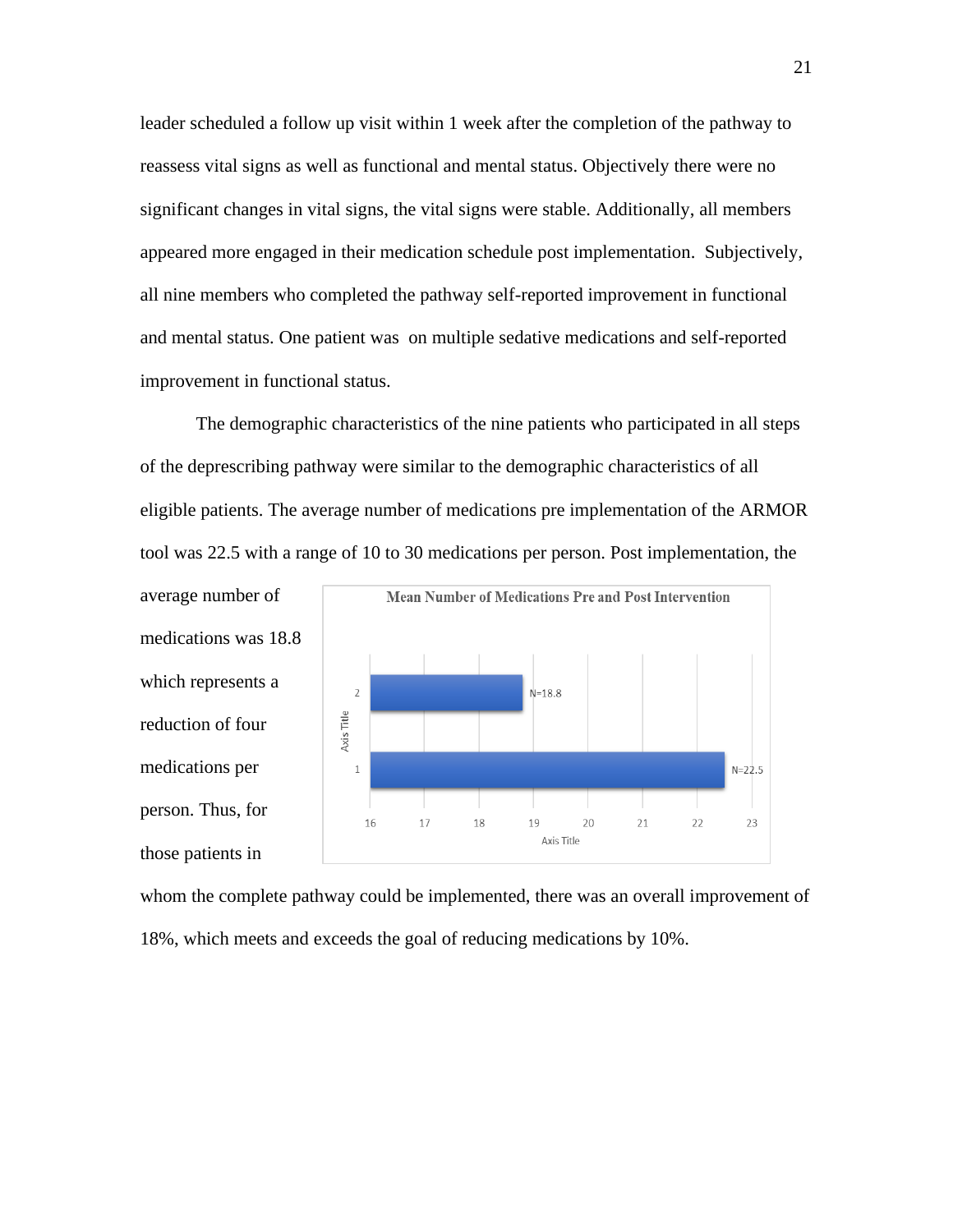leader scheduled a follow up visit within 1 week after the completion of the pathway to reassess vital signs as well as functional and mental status. Objectively there were no significant changes in vital signs, the vital signs were stable. Additionally, all members appeared more engaged in their medication schedule post implementation. Subjectively, all nine members who completed the pathway self-reported improvement in functional and mental status. One patient was on multiple sedative medications and self-reported improvement in functional status.

The demographic characteristics of the nine patients who participated in all steps of the deprescribing pathway were similar to the demographic characteristics of all eligible patients. The average number of medications pre implementation of the ARMOR tool was 22.5 with a range of 10 to 30 medications per person. Post implementation, the average number of medications was 18.8 which represents a reduction of four medications per person. Thus, for those patients in whom the complete pathway could be implemented, there was an overall improvement of 18%, which meets and exceeds the goal of reducing medications by 10%.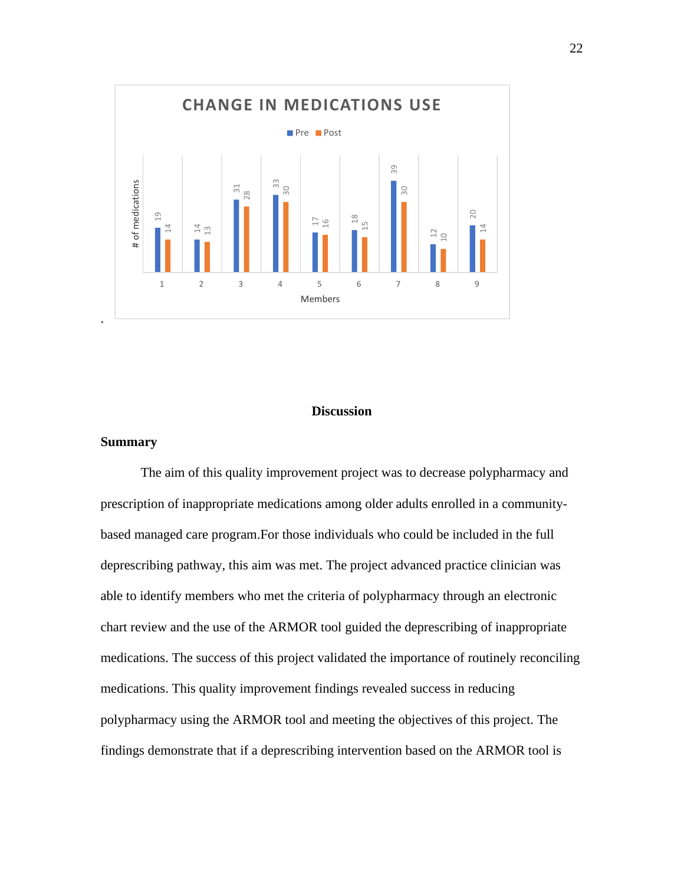**CHANGE IN MEDICATIONS USE**

| Members | 1 | 2 | 3 | 4 | 5 | 6 | 7 | 8 | 9 |
|---|---|---|---|---|---|---|---|---|---|
| Pre | 19 | 14 | 31 | 33 | 17 | 18 | 39 | 12 | 20 |
| Post | 14 | 13 | 28 | 30 | 16 | 15 | 30 | 10 | 14 |

# of medications

.

## Discussion

### Summary

The aim of this quality improvement project was to decrease polypharmacy and prescription of inappropriate medications among older adults enrolled in a community-based managed care program.For those individuals who could be included in the full deprescribing pathway, this aim was met. The project advanced practice clinician was able to identify members who met the criteria of polypharmacy through an electronic chart review and the use of the ARMOR tool guided the deprescribing of inappropriate medications. The success of this project validated the importance of routinely reconciling medications. This quality improvement findings revealed success in reducing polypharmacy using the ARMOR tool and meeting the objectives of this project. The findings demonstrate that if a deprescribing intervention based on the ARMOR tool is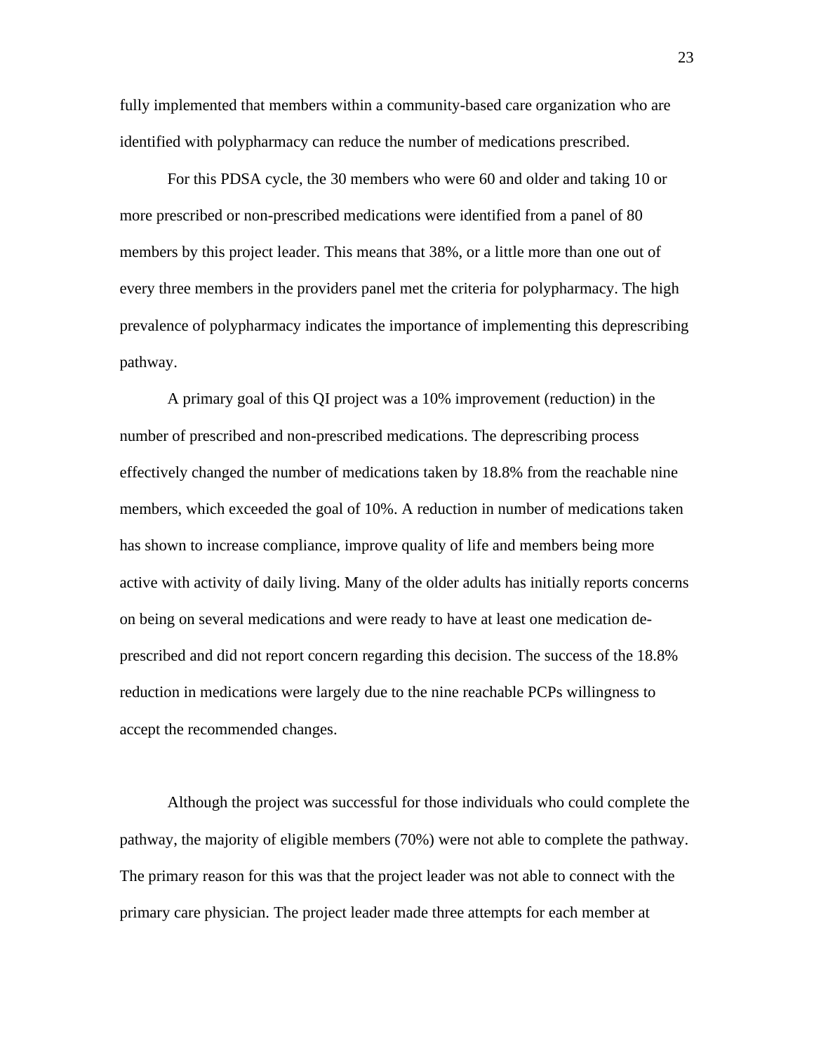fully implemented that members within a community-based care organization who are identified with polypharmacy can reduce the number of medications prescribed.

For this PDSA cycle, the 30 members who were 60 and older and taking 10 or more prescribed or non-prescribed medications were identified from a panel of 80 members by this project leader. This means that 38%, or a little more than one out of every three members in the providers panel met the criteria for polypharmacy. The high prevalence of polypharmacy indicates the importance of implementing this deprescribing pathway.

A primary goal of this QI project was a 10% improvement (reduction) in the number of prescribed and non-prescribed medications. The deprescribing process effectively changed the number of medications taken by 18.8% from the reachable nine members, which exceeded the goal of 10%. A reduction in number of medications taken has shown to increase compliance, improve quality of life and members being more active with activity of daily living. Many of the older adults has initially reports concerns on being on several medications and were ready to have at least one medication de-prescribed and did not report concern regarding this decision. The success of the 18.8% reduction in medications were largely due to the nine reachable PCPs willingness to accept the recommended changes.

Although the project was successful for those individuals who could complete the pathway, the majority of eligible members (70%) were not able to complete the pathway. The primary reason for this was that the project leader was not able to connect with the primary care physician. The project leader made three attempts for each member at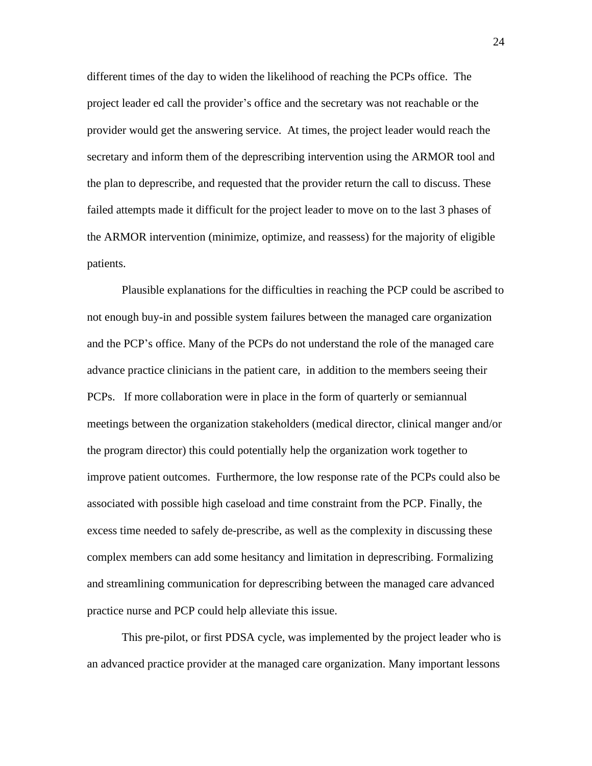different times of the day to widen the likelihood of reaching the PCPs office. The project leader ed call the provider's office and the secretary was not reachable or the provider would get the answering service. At times, the project leader would reach the secretary and inform them of the deprescribing intervention using the ARMOR tool and the plan to deprescribe, and requested that the provider return the call to discuss. These failed attempts made it difficult for the project leader to move on to the last 3 phases of the ARMOR intervention (minimize, optimize, and reassess) for the majority of eligible patients.

Plausible explanations for the difficulties in reaching the PCP could be ascribed to not enough buy-in and possible system failures between the managed care organization and the PCP's office. Many of the PCPs do not understand the role of the managed care advance practice clinicians in the patient care, in addition to the members seeing their PCPs. If more collaboration were in place in the form of quarterly or semiannual meetings between the organization stakeholders (medical director, clinical manger and/or the program director) this could potentially help the organization work together to improve patient outcomes. Furthermore, the low response rate of the PCPs could also be associated with possible high caseload and time constraint from the PCP. Finally, the excess time needed to safely de-prescribe, as well as the complexity in discussing these complex members can add some hesitancy and limitation in deprescribing. Formalizing and streamlining communication for deprescribing between the managed care advanced practice nurse and PCP could help alleviate this issue.

This pre-pilot, or first PDSA cycle, was implemented by the project leader who is an advanced practice provider at the managed care organization. Many important lessons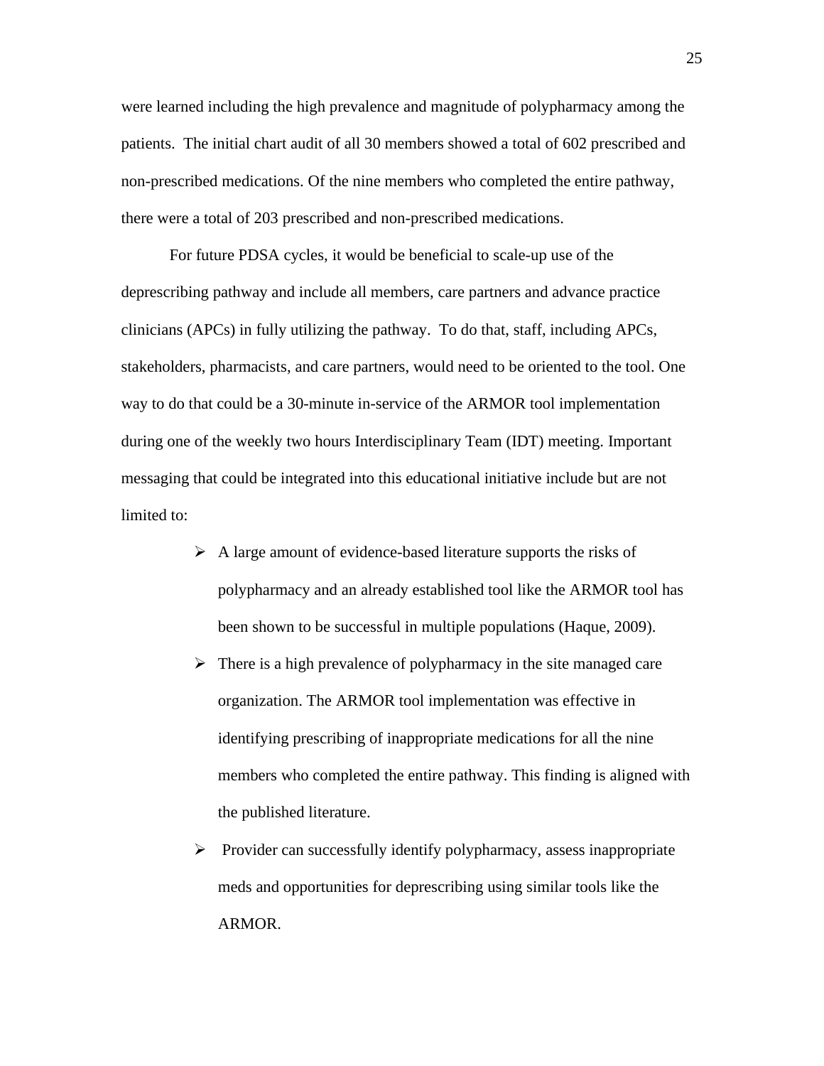were learned including the high prevalence and magnitude of polypharmacy among the patients. The initial chart audit of all 30 members showed a total of 602 prescribed and non-prescribed medications. Of the nine members who completed the entire pathway, there were a total of 203 prescribed and non-prescribed medications.

For future PDSA cycles, it would be beneficial to scale-up use of the deprescribing pathway and include all members, care partners and advance practice clinicians (APCs) in fully utilizing the pathway. To do that, staff, including APCs, stakeholders, pharmacists, and care partners, would need to be oriented to the tool. One way to do that could be a 30-minute in-service of the ARMOR tool implementation during one of the weekly two hours Interdisciplinary Team (IDT) meeting. Important messaging that could be integrated into this educational initiative include but are not limited to:

- A large amount of evidence-based literature supports the risks of polypharmacy and an already established tool like the ARMOR tool has been shown to be successful in multiple populations (Haque, 2009).
- There is a high prevalence of polypharmacy in the site managed care organization. The ARMOR tool implementation was effective in identifying prescribing of inappropriate medications for all the nine members who completed the entire pathway. This finding is aligned with the published literature.
- Provider can successfully identify polypharmacy, assess inappropriate meds and opportunities for deprescribing using similar tools like the ARMOR.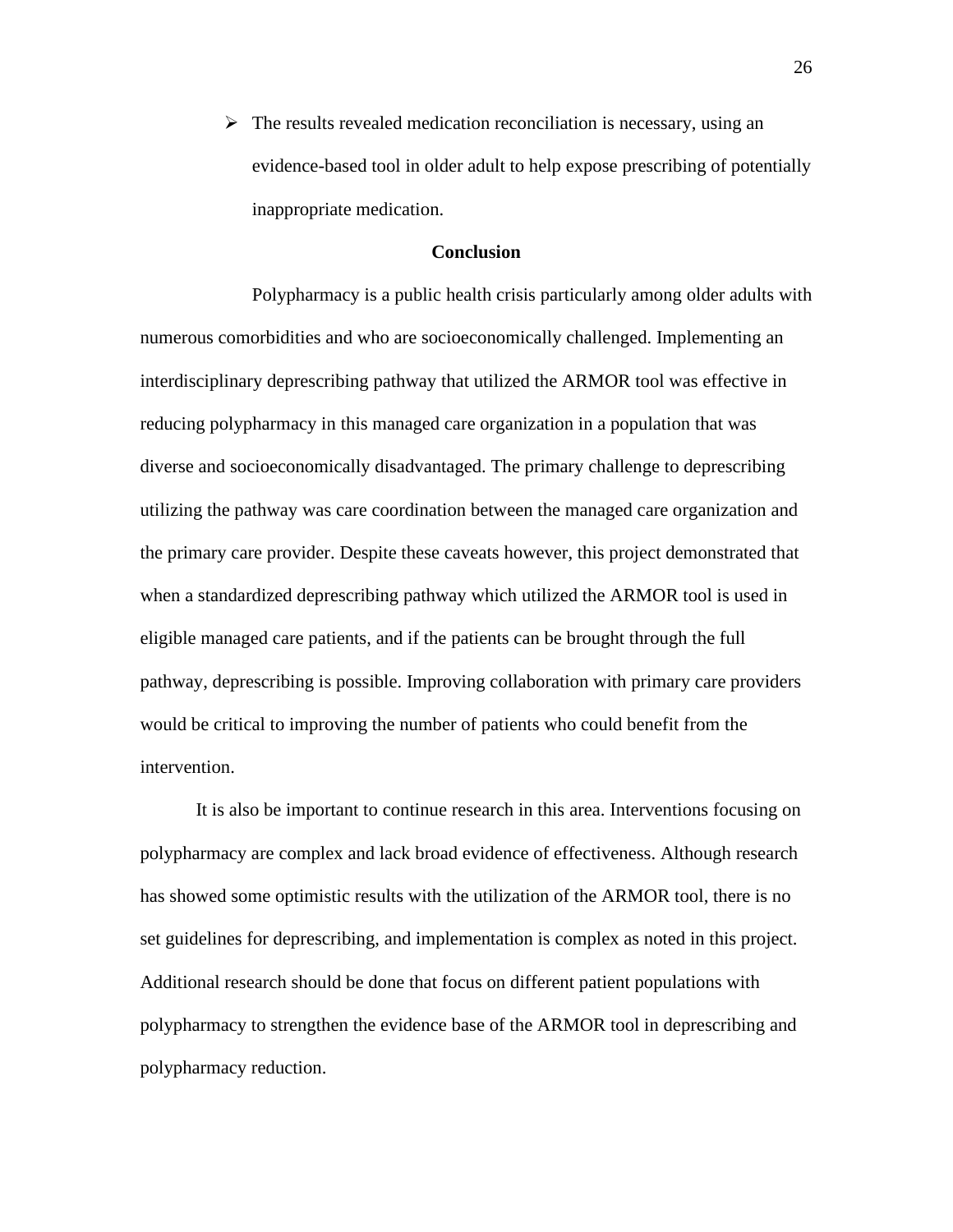- The results revealed medication reconciliation is necessary, using an evidence-based tool in older adult to help expose prescribing of potentially inappropriate medication.

## Conclusion

Polypharmacy is a public health crisis particularly among older adults with numerous comorbidities and who are socioeconomically challenged. Implementing an interdisciplinary deprescribing pathway that utilized the ARMOR tool was effective in reducing polypharmacy in this managed care organization in a population that was diverse and socioeconomically disadvantaged. The primary challenge to deprescribing utilizing the pathway was care coordination between the managed care organization and the primary care provider. Despite these caveats however, this project demonstrated that when a standardized deprescribing pathway which utilized the ARMOR tool is used in eligible managed care patients, and if the patients can be brought through the full pathway, deprescribing is possible. Improving collaboration with primary care providers would be critical to improving the number of patients who could benefit from the intervention.

It is also be important to continue research in this area. Interventions focusing on polypharmacy are complex and lack broad evidence of effectiveness. Although research has showed some optimistic results with the utilization of the ARMOR tool, there is no set guidelines for deprescribing, and implementation is complex as noted in this project. Additional research should be done that focus on different patient populations with polypharmacy to strengthen the evidence base of the ARMOR tool in deprescribing and polypharmacy reduction.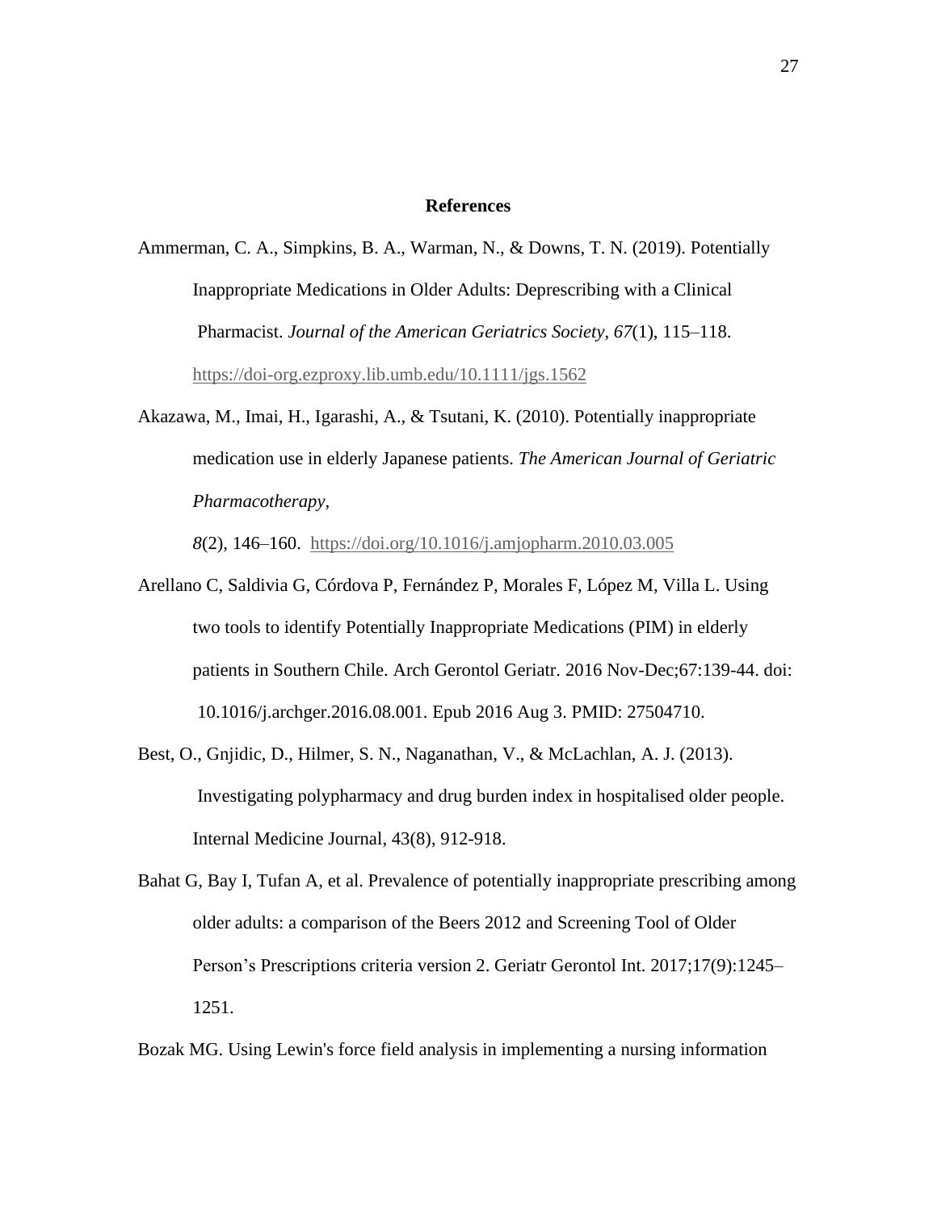**References**

Ammerman, C. A., Simpkins, B. A., Warman, N., & Downs, T. N. (2019). Potentially Inappropriate Medications in Older Adults: Deprescribing with a Clinical Pharmacist. *Journal of the American Geriatrics Society*, *67*(1), 115–118. https://doi-org.ezproxy.lib.umb.edu/10.1111/jgs.1562

Akazawa, M., Imai, H., Igarashi, A., & Tsutani, K. (2010). Potentially inappropriate medication use in elderly Japanese patients. *The American Journal of Geriatric Pharmacotherapy*, *8*(2), 146–160. https://doi.org/10.1016/j.amjopharm.2010.03.005

Arellano C, Saldivia G, Córdova P, Fernández P, Morales F, López M, Villa L. Using two tools to identify Potentially Inappropriate Medications (PIM) in elderly patients in Southern Chile. Arch Gerontol Geriatr. 2016 Nov-Dec;67:139-44. doi: 10.1016/j.archger.2016.08.001. Epub 2016 Aug 3. PMID: 27504710.

Best, O., Gnjidic, D., Hilmer, S. N., Naganathan, V., & McLachlan, A. J. (2013). Investigating polypharmacy and drug burden index in hospitalised older people. Internal Medicine Journal, 43(8), 912-918.

Bahat G, Bay I, Tufan A, et al. Prevalence of potentially inappropriate prescribing among older adults: a comparison of the Beers 2012 and Screening Tool of Older Person's Prescriptions criteria version 2. Geriatr Gerontol Int. 2017;17(9):1245–1251.

Bozak MG. Using Lewin's force field analysis in implementing a nursing information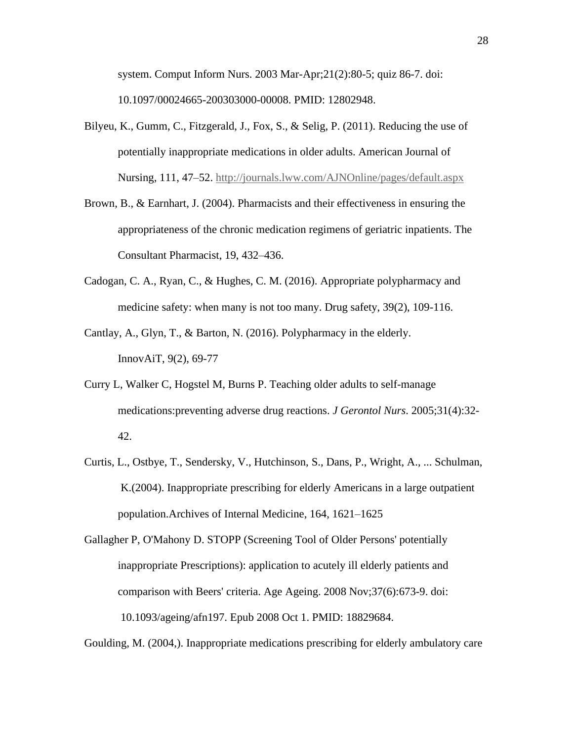system. Comput Inform Nurs. 2003 Mar-Apr;21(2):80-5; quiz 86-7. doi: 10.1097/00024665-200303000-00008. PMID: 12802948.

Bilyeu, K., Gumm, C., Fitzgerald, J., Fox, S., & Selig, P. (2011). Reducing the use of potentially inappropriate medications in older adults. American Journal of Nursing, 111, 47–52. http://journals.lww.com/AJNOnline/pages/default.aspx

Brown, B., & Earnhart, J. (2004). Pharmacists and their effectiveness in ensuring the appropriateness of the chronic medication regimens of geriatric inpatients. The Consultant Pharmacist, 19, 432–436.

Cadogan, C. A., Ryan, C., & Hughes, C. M. (2016). Appropriate polypharmacy and medicine safety: when many is not too many. Drug safety, 39(2), 109-116.

Cantlay, A., Glyn, T., & Barton, N. (2016). Polypharmacy in the elderly. InnovAiT, 9(2), 69-77

Curry L, Walker C, Hogstel M, Burns P. Teaching older adults to self-manage medications:preventing adverse drug reactions. *J Gerontol Nurs*. 2005;31(4):32-42.

Curtis, L., Ostbye, T., Sendersky, V., Hutchinson, S., Dans, P., Wright, A., ... Schulman, K.(2004). Inappropriate prescribing for elderly Americans in a large outpatient population.Archives of Internal Medicine, 164, 1621–1625

Gallagher P, O'Mahony D. STOPP (Screening Tool of Older Persons' potentially inappropriate Prescriptions): application to acutely ill elderly patients and comparison with Beers' criteria. Age Ageing. 2008 Nov;37(6):673-9. doi: 10.1093/ageing/afn197. Epub 2008 Oct 1. PMID: 18829684.

Goulding, M. (2004,). Inappropriate medications prescribing for elderly ambulatory care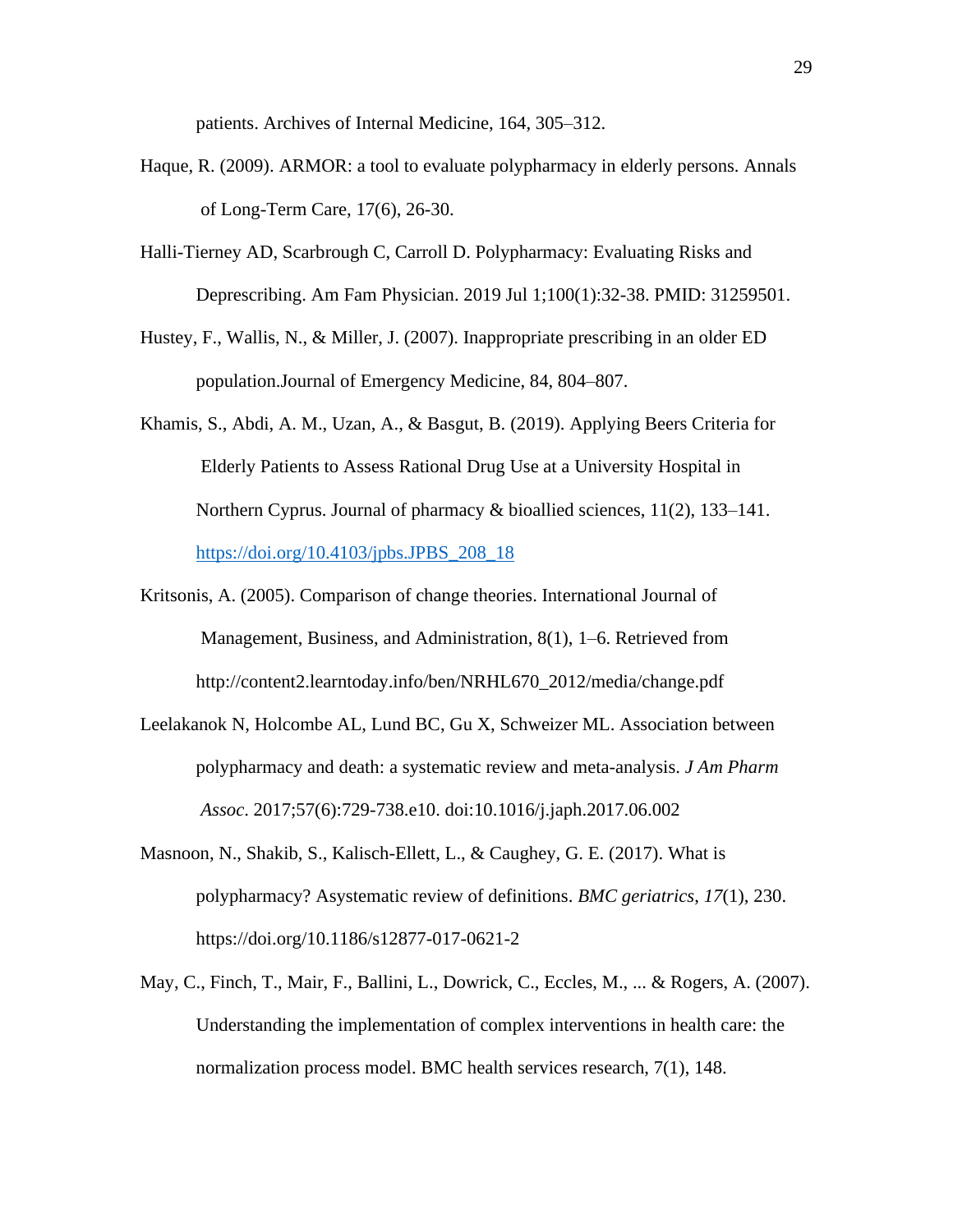patients. Archives of Internal Medicine, 164, 305–312.

Haque, R. (2009). ARMOR: a tool to evaluate polypharmacy in elderly persons. Annals of Long-Term Care, 17(6), 26-30.

Halli-Tierney AD, Scarbrough C, Carroll D. Polypharmacy: Evaluating Risks and Deprescribing. Am Fam Physician. 2019 Jul 1;100(1):32-38. PMID: 31259501.

Hustey, F., Wallis, N., & Miller, J. (2007). Inappropriate prescribing in an older ED population.Journal of Emergency Medicine, 84, 804–807.

Khamis, S., Abdi, A. M., Uzan, A., & Basgut, B. (2019). Applying Beers Criteria for Elderly Patients to Assess Rational Drug Use at a University Hospital in Northern Cyprus. Journal of pharmacy & bioallied sciences, 11(2), 133–141. https://doi.org/10.4103/jpbs.JPBS_208_18

Kritsonis, A. (2005). Comparison of change theories. International Journal of Management, Business, and Administration, 8(1), 1–6. Retrieved from http://content2.learntoday.info/ben/NRHL670_2012/media/change.pdf

Leelakanok N, Holcombe AL, Lund BC, Gu X, Schweizer ML. Association between polypharmacy and death: a systematic review and meta-analysis. *J Am Pharm Assoc*. 2017;57(6):729-738.e10. doi:10.1016/j.japh.2017.06.002

Masnoon, N., Shakib, S., Kalisch-Ellett, L., & Caughey, G. E. (2017). What is polypharmacy? Asystematic review of definitions. *BMC geriatrics*, *17*(1), 230. https://doi.org/10.1186/s12877-017-0621-2

May, C., Finch, T., Mair, F., Ballini, L., Dowrick, C., Eccles, M., ... & Rogers, A. (2007). Understanding the implementation of complex interventions in health care: the normalization process model. BMC health services research, 7(1), 148.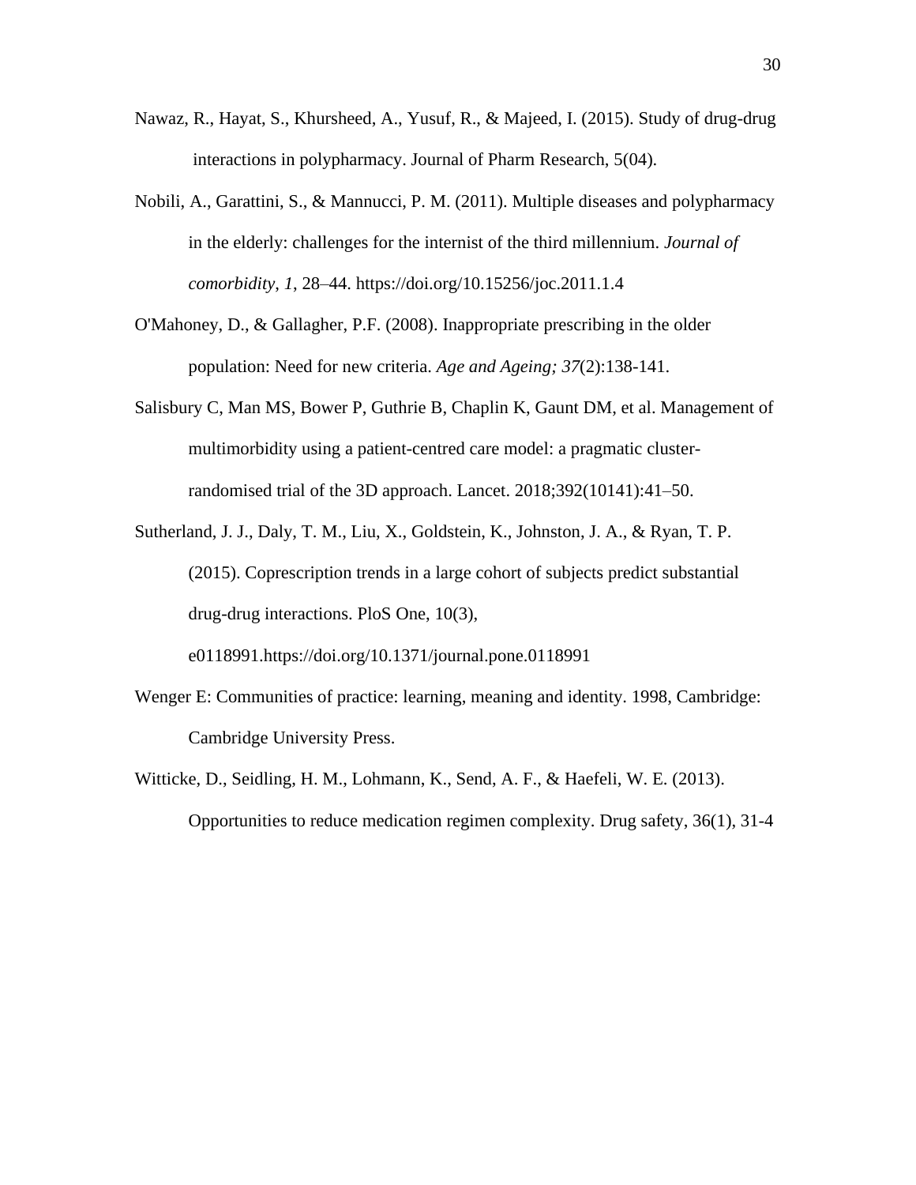Nawaz, R., Hayat, S., Khursheed, A., Yusuf, R., & Majeed, I. (2015). Study of drug-drug interactions in polypharmacy. Journal of Pharm Research, 5(04).

Nobili, A., Garattini, S., & Mannucci, P. M. (2011). Multiple diseases and polypharmacy in the elderly: challenges for the internist of the third millennium. *Journal of comorbidity*, *1*, 28–44. https://doi.org/10.15256/joc.2011.1.4

O'Mahoney, D., & Gallagher, P.F. (2008). Inappropriate prescribing in the older population: Need for new criteria. *Age and Ageing; 37*(2):138-141.

Salisbury C, Man MS, Bower P, Guthrie B, Chaplin K, Gaunt DM, et al. Management of multimorbidity using a patient-centred care model: a pragmatic cluster-randomised trial of the 3D approach. Lancet. 2018;392(10141):41–50.

Sutherland, J. J., Daly, T. M., Liu, X., Goldstein, K., Johnston, J. A., & Ryan, T. P. (2015). Coprescription trends in a large cohort of subjects predict substantial drug-drug interactions. PloS One, 10(3), e0118991.https://doi.org/10.1371/journal.pone.0118991

Wenger E: Communities of practice: learning, meaning and identity. 1998, Cambridge: Cambridge University Press.

Witticke, D., Seidling, H. M., Lohmann, K., Send, A. F., & Haefeli, W. E. (2013). Opportunities to reduce medication regimen complexity. Drug safety, 36(1), 31-4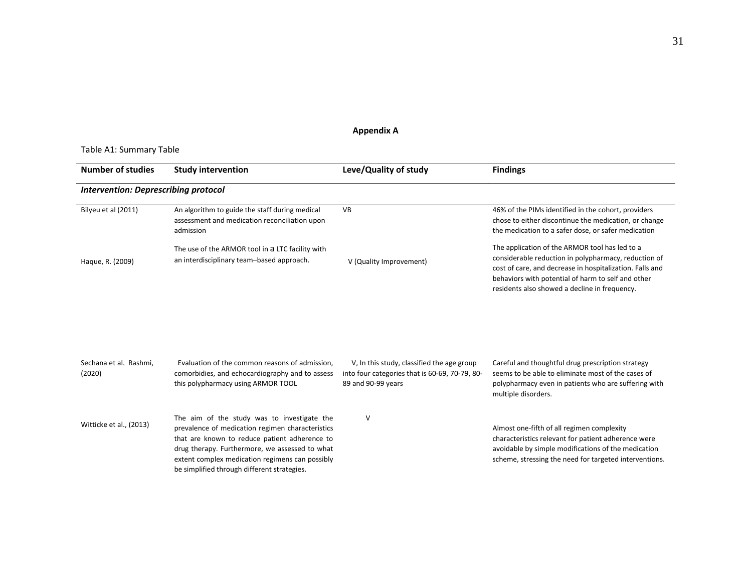## Appendix A

Table A1: Summary Table

| Number of studies | Study intervention | Leve/Quality of study | Findings |
|---|---|---|---|
| ***Intervention: Deprescribing protocol*** | | | |
| Bilyeu et al (2011) | An algorithm to guide the staff during medical assessment and medication reconciliation upon admission | VB | 46% of the PIMs identified in the cohort, providers chose to either discontinue the medication, or change the medication to a safer dose, or safer medication |
| Haque, R. (2009) | The use of the ARMOR tool in a LTC facility with an interdisciplinary team–based approach. | V (Quality Improvement) | The application of the ARMOR tool has led to a considerable reduction in polypharmacy, reduction of cost of care, and decrease in hospitalization. Falls and behaviors with potential of harm to self and other residents also showed a decline in frequency. |
| Sechana et al. Rashmi, (2020) | Evaluation of the common reasons of admission, comorbidies, and echocardiography and to assess this polypharmacy using ARMOR TOOL | V, In this study, classified the age group into four categories that is 60-69, 70-79, 80-89 and 90-99 years | Careful and thoughtful drug prescription strategy seems to be able to eliminate most of the cases of polypharmacy even in patients who are suffering with multiple disorders. |
| Witticke et al., (2013) | The aim of the study was to investigate the prevalence of medication regimen characteristics that are known to reduce patient adherence to drug therapy. Furthermore, we assessed to what extent complex medication regimens can possibly be simplified through different strategies. | V | Almost one-fifth of all regimen complexity characteristics relevant for patient adherence were avoidable by simple modifications of the medication scheme, stressing the need for targeted interventions. |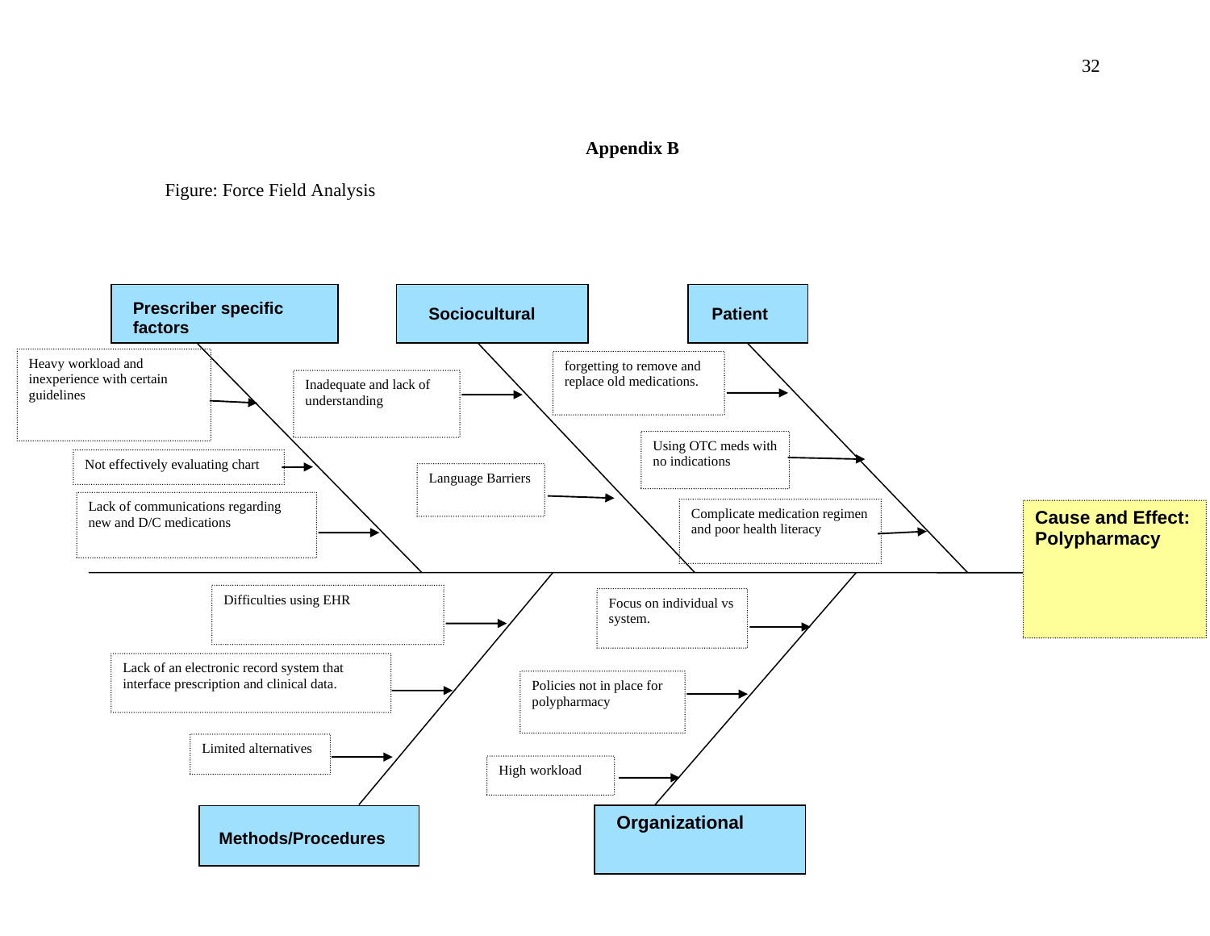# Appendix B

Figure: Force Field Analysis

**Cause and Effect: Polypharmacy**

**Prescriber specific factors**
- Heavy workload and inexperience with certain guidelines
- Not effectively evaluating chart
- Lack of communications regarding new and D/C medications

**Sociocultural**
- Inadequate and lack of understanding
- Language Barriers

**Patient**
- forgetting to remove and replace old medications.
- Using OTC meds with no indications
- Complicate medication regimen and poor health literacy

**Methods/Procedures**
- Difficulties using EHR
- Lack of an electronic record system that interface prescription and clinical data.
- Limited alternatives

**Organizational**
- Focus on individual vs system.
- Policies not in place for polypharmacy
- High workload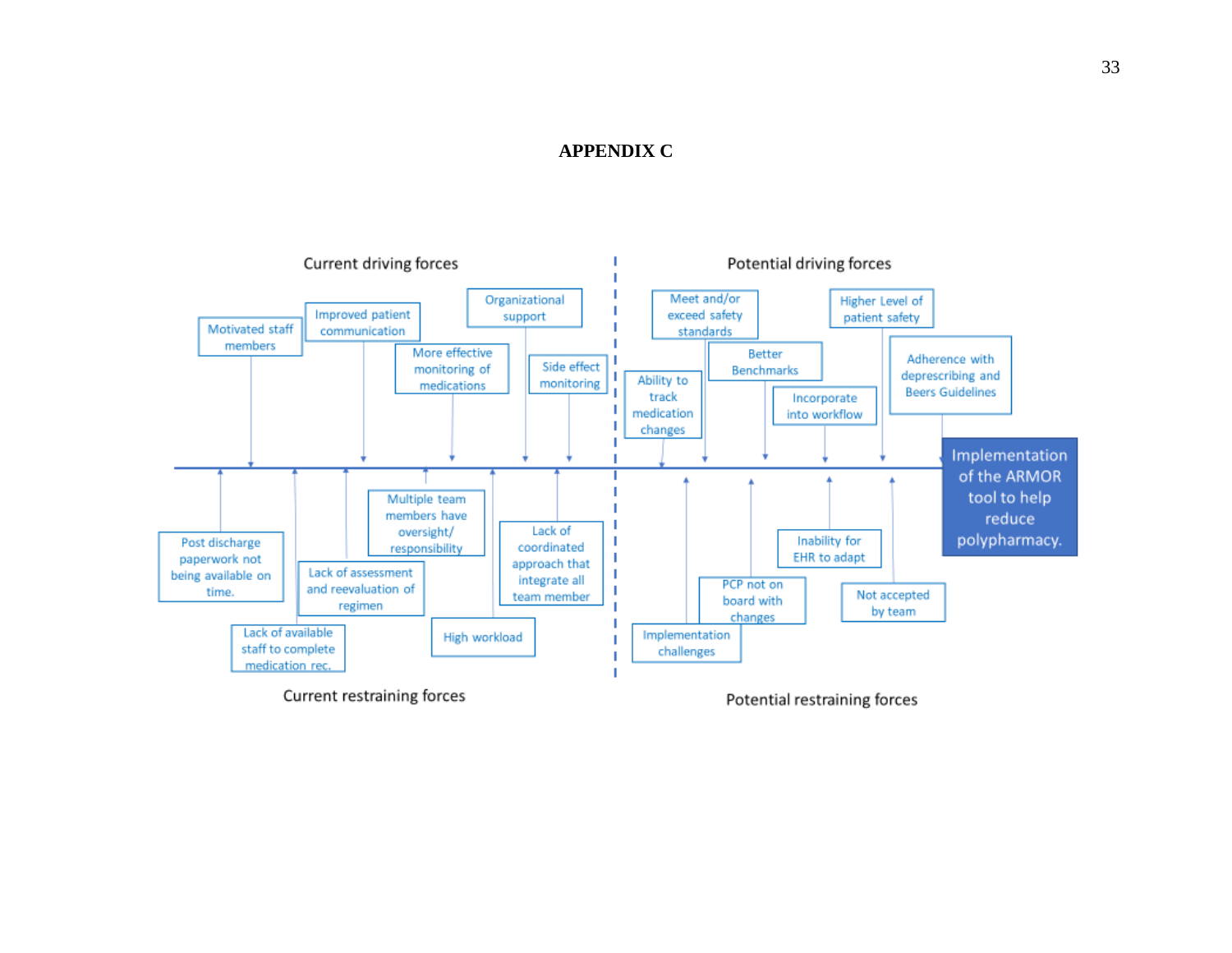# APPENDIX C

**Current driving forces**

- Motivated staff members
- Improved patient communication
- More effective monitoring of medications
- Organizational support
- Side effect monitoring

**Potential driving forces**

- Ability to track medication changes
- Meet and/or exceed safety standards
- Better Benchmarks
- Incorporate into workflow
- Higher Level of patient safety
- Adherence with deprescribing and Beers Guidelines

**Implementation of the ARMOR tool to help reduce polypharmacy.**

**Current restraining forces**

- Post discharge paperwork not being available on time.
- Lack of available staff to complete medication rec.
- Lack of assessment and reevaluation of regimen
- Multiple team members have oversight/ responsibility
- High workload
- Lack of coordinated approach that integrate all team member

**Potential restraining forces**

- Implementation challenges
- PCP not on board with changes
- Inability for EHR to adapt
- Not accepted by team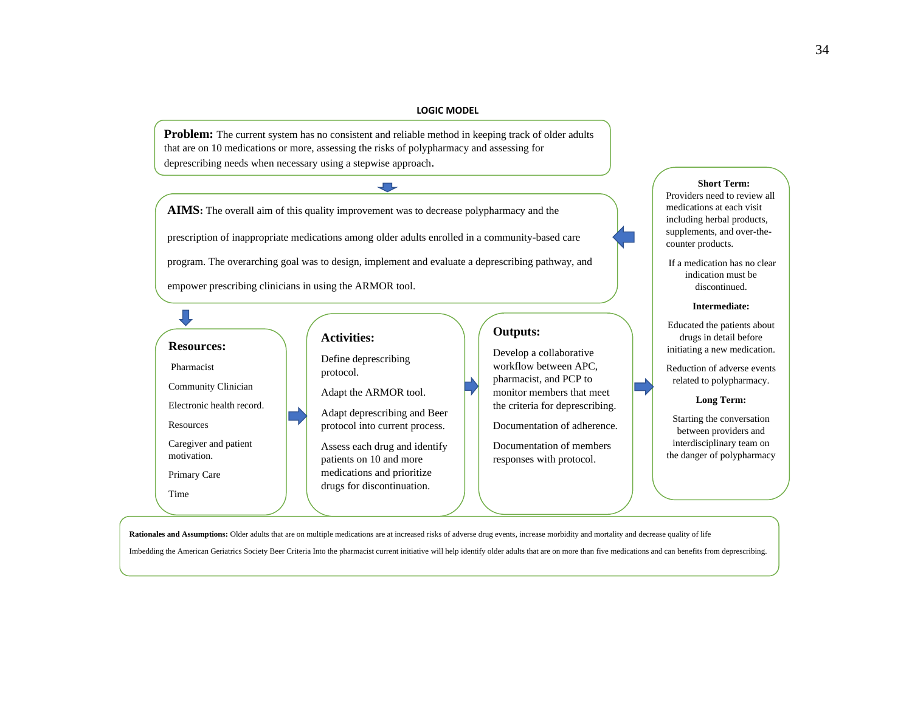**LOGIC MODEL**

**Problem:** The current system has no consistent and reliable method in keeping track of older adults that are on 10 medications or more, assessing the risks of polypharmacy and assessing for deprescribing needs when necessary using a stepwise approach.

**AIMS:** The overall aim of this quality improvement was to decrease polypharmacy and the prescription of inappropriate medications among older adults enrolled in a community-based care program. The overarching goal was to design, implement and evaluate a deprescribing pathway, and empower prescribing clinicians in using the ARMOR tool.

**Resources:**

- Pharmacist
- Community Clinician
- Electronic health record.
- Resources
- Caregiver and patient motivation.
- Primary Care
- Time

**Activities:**

- Define deprescribing protocol.
- Adapt the ARMOR tool.
- Adapt deprescribing and Beer protocol into current process.
- Assess each drug and identify patients on 10 and more medications and prioritize drugs for discontinuation.

**Outputs:**

- Develop a collaborative workflow between APC, pharmacist, and PCP to monitor members that meet the criteria for deprescribing.
- Documentation of adherence.
- Documentation of members responses with protocol.

**Short Term:**

Providers need to review all medications at each visit including herbal products, supplements, and over-the-counter products.

If a medication has no clear indication must be discontinued.

**Intermediate:**

Educated the patients about drugs in detail before initiating a new medication.

Reduction of adverse events related to polypharmacy.

**Long Term:**

Starting the conversation between providers and interdisciplinary team on the danger of polypharmacy

**Rationales and Assumptions:** Older adults that are on multiple medications are at increased risks of adverse drug events, increase morbidity and mortality and decrease quality of life

Imbedding the American Geriatrics Society Beer Criteria Into the pharmacist current initiative will help identify older adults that are on more than five medications and can benefits from deprescribing.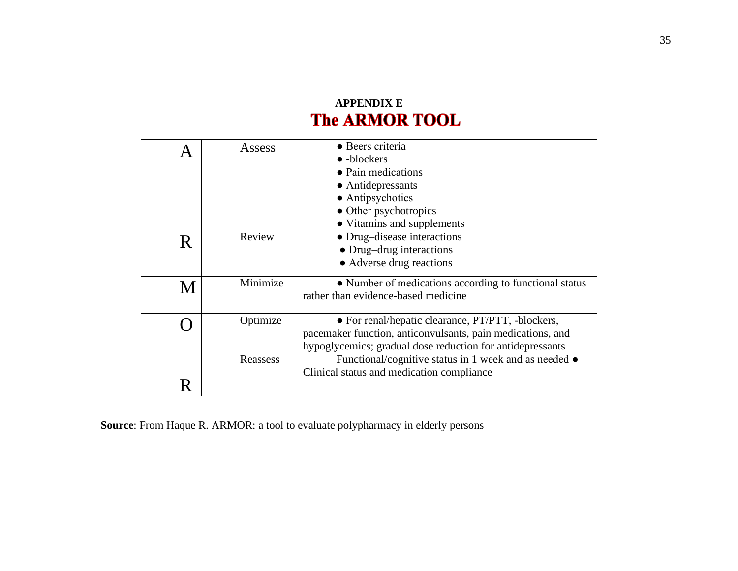**APPENDIX E**

# The ARMOR TOOL

| | | |
|---|---|---|
| A | Assess | • Beers criteria<br>• -blockers<br>• Pain medications<br>• Antidepressants<br>• Antipsychotics<br>• Other psychotropics<br>• Vitamins and supplements |
| R | Review | • Drug–disease interactions<br>• Drug–drug interactions<br>• Adverse drug reactions |
| M | Minimize | • Number of medications according to functional status rather than evidence-based medicine |
| O | Optimize | • For renal/hepatic clearance, PT/PTT, -blockers, pacemaker function, anticonvulsants, pain medications, and hypoglycemics; gradual dose reduction for antidepressants |
| R | Reassess | Functional/cognitive status in 1 week and as needed • Clinical status and medication compliance |

**Source**: From Haque R. ARMOR: a tool to evaluate polypharmacy in elderly persons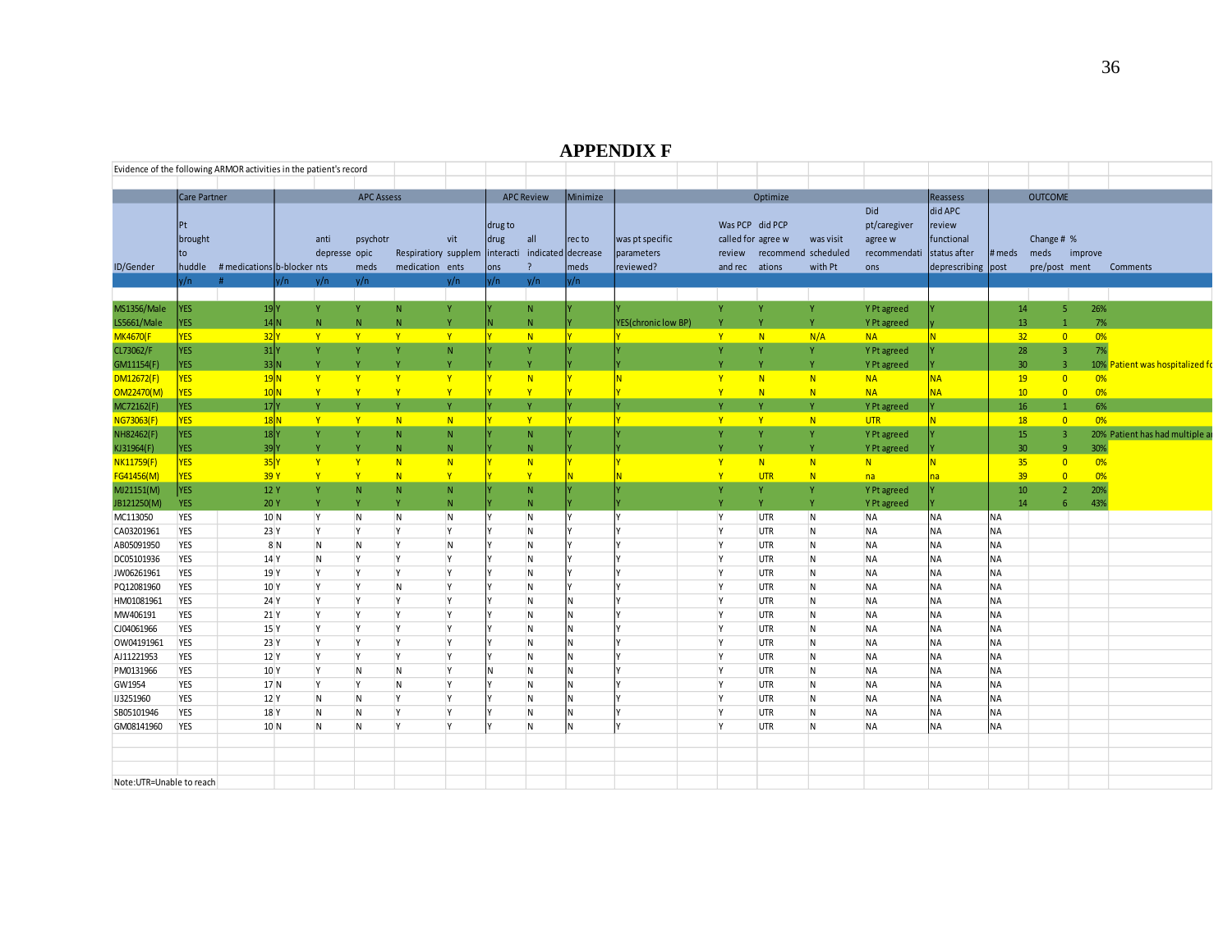# APPENDIX F

Evidence of the following ARMOR activities in the patient's record

| | Care Partner | | APC Assess | | | | | APC Review | | Minimize | Optimize | | | | | Reassess | OUTCOME | | | |
|---|---|---|---|---|---|---|---|---|---|---|---|---|---|---|---|---|---|---|---|---|
| ID/Gender | Pt brought to huddle | # medications | b-blocker | anti depressents | psychotropic meds | Respiratory medication | vit supplements | drug to drug interactions | all indicated? | rec to decrease meds | was pt specific parameters reviewed? | Was PCP called for review and rec | did PCP agree w recommendations | was visit scheduled with Pt | Did pt/caregiver agree w recommendations | did APC review functional status after deprescribing | # meds post | Change # meds pre/post | % improvement | Comments |
| | y/n | # | y/n | y/n | y/n | | y/n | y/n | y/n | y/n | | | | | | | | | | |
| MS1356/Male | YES | 19 | Y | Y | Y | N | Y | Y | N | Y | Y | Y | Y | Y | Y Pt agreed | Y | 14 | 5 | 26% | |
| LS5661/Male | YES | 14 | N | N | N | N | Y | N | N | Y | YES(chronic low BP) | Y | Y | Y | Y Pt agreed | y | 13 | 1 | 7% | |
| MK4670(F | YES | 32 | Y | Y | Y | Y | Y | Y | N | Y | Y | Y | N | N/A | NA | N | 32 | 0 | 0% | |
| CL73062/F | YES | 31 | Y | Y | Y | Y | N | Y | Y | Y | Y | Y | Y | Y | Y Pt agreed | Y | 28 | 3 | 7% | |
| GM11154(F) | YES | 33 | N | Y | Y | Y | Y | Y | Y | Y | Y | Y | Y | Y | Y Pt agreed | Y | 30 | 3 | 10% | Patient was hospitalized fo |
| DM12672(F) | YES | 19 | N | Y | Y | Y | Y | Y | N | Y | N | Y | N | N | NA | NA | 19 | 0 | 0% | |
| OM22470(M) | YES | 10 | N | Y | Y | Y | Y | Y | Y | Y | Y | Y | N | N | NA | NA | 10 | 0 | 0% | |
| MC72162(F) | YES | 17 | Y | Y | Y | Y | Y | Y | Y | Y | Y | Y | Y | Y | Y Pt agreed | Y | 16 | 1 | 6% | |
| NG73063(F) | YES | 18 | N | Y | Y | N | N | Y | Y | Y | Y | Y | Y | N | UTR | N | 18 | 0 | 0% | |
| NH82462(F) | YES | 18 | Y | Y | Y | N | N | Y | N | Y | Y | Y | Y | Y | Y Pt agreed | Y | 15 | 3 | 20% | Patient has had multiple a |
| KJ31964(F) | YES | 39 | Y | Y | Y | N | N | Y | N | Y | Y | Y | Y | Y | Y Pt agreed | Y | 30 | 9 | 30% | |
| NK11759(F) | YES | 35 | Y | Y | Y | N | N | Y | N | Y | Y | Y | N | N | N | N | 35 | 0 | 0% | |
| FG41456(M) | YES | 39 | Y | Y | Y | N | Y | Y | Y | N | N | Y | UTR | N | na | na | 39 | 0 | 0% | |
| MJ21151(M) | YES | 12 | Y | Y | N | N | N | Y | N | Y | Y | Y | Y | Y | Y Pt agreed | Y | 10 | 2 | 20% | |
| JB121250(M) | YES | 20 | Y | Y | Y | Y | N | Y | N | Y | Y | Y | Y | Y | Y Pt agreed | Y | 14 | 6 | 43% | |
| MC113050 | YES | 10 | N | Y | N | N | N | Y | N | Y | Y | Y | UTR | N | NA | NA | NA | | | |
| CA03201961 | YES | 23 | Y | Y | Y | Y | Y | Y | N | Y | Y | Y | UTR | N | NA | NA | NA | | | |
| AB05091950 | YES | 8 | N | N | N | Y | N | Y | N | Y | Y | Y | UTR | N | NA | NA | NA | | | |
| DC05101936 | YES | 14 | Y | N | Y | Y | Y | Y | N | Y | Y | Y | UTR | N | NA | NA | NA | | | |
| JW06261961 | YES | 19 | Y | Y | Y | Y | Y | Y | N | Y | Y | Y | UTR | N | NA | NA | NA | | | |
| PQ12081960 | YES | 10 | Y | Y | Y | N | Y | Y | N | Y | Y | Y | UTR | N | NA | NA | NA | | | |
| HM01081961 | YES | 24 | Y | Y | Y | Y | Y | Y | N | N | Y | Y | UTR | N | NA | NA | NA | | | |
| MW406191 | YES | 21 | Y | Y | Y | Y | Y | Y | N | N | Y | Y | UTR | N | NA | NA | NA | | | |
| CJ04061966 | YES | 15 | Y | Y | Y | Y | Y | Y | N | N | Y | Y | UTR | N | NA | NA | NA | | | |
| OW04191961 | YES | 23 | Y | Y | Y | Y | Y | Y | N | N | Y | Y | UTR | N | NA | NA | NA | | | |
| AJ11221953 | YES | 12 | Y | Y | Y | Y | Y | Y | N | N | Y | Y | UTR | N | NA | NA | NA | | | |
| PM0131966 | YES | 10 | Y | Y | N | N | Y | N | N | N | Y | Y | UTR | N | NA | NA | NA | | | |
| GW1954 | YES | 17 | N | Y | Y | N | Y | Y | N | N | Y | Y | UTR | N | NA | NA | NA | | | |
| IJ3251960 | YES | 12 | Y | N | N | Y | Y | Y | N | N | Y | Y | UTR | N | NA | NA | NA | | | |
| SB05101946 | YES | 18 | Y | N | N | Y | Y | Y | N | N | Y | Y | UTR | N | NA | NA | NA | | | |
| GM08141960 | YES | 10 | N | N | N | Y | Y | Y | N | N | Y | Y | UTR | N | NA | NA | NA | | | |

Note:UTR=Unable to reach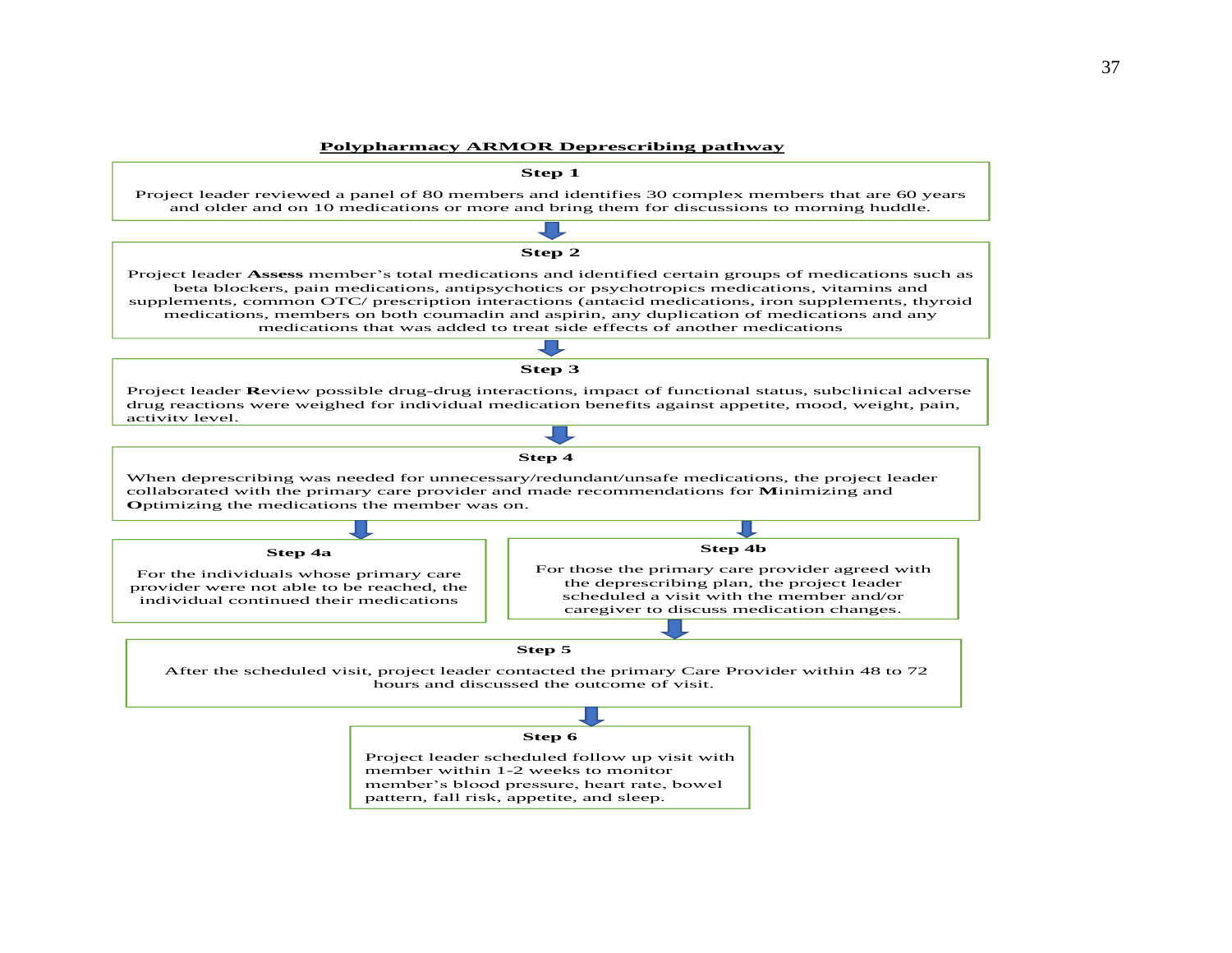**Polypharmacy ARMOR Deprescribing pathway**

**Step 1**

Project leader reviewed a panel of 80 members and identifies 30 complex members that are 60 years and older and on 10 medications or more and bring them for discussions to morning huddle.

**Step 2**

Project leader **Assess** member's total medications and identified certain groups of medications such as beta blockers, pain medications, antipsychotics or psychotropics medications, vitamins and supplements, common OTC/ prescription interactions (antacid medications, iron supplements, thyroid medications, members on both coumadin and aspirin, any duplication of medications and any medications that was added to treat side effects of another medications

**Step 3**

Project leader **R**eview possible drug-drug interactions, impact of functional status, subclinical adverse drug reactions were weighed for individual medication benefits against appetite, mood, weight, pain, activity level.

**Step 4**

When deprescribing was needed for unnecessary/redundant/unsafe medications, the project leader collaborated with the primary care provider and made recommendations for **M**inimizing and **O**ptimizing the medications the member was on.

**Step 4a**

For the individuals whose primary care provider were not able to be reached, the individual continued their medications

**Step 4b**

For those the primary care provider agreed with the deprescribing plan, the project leader scheduled a visit with the member and/or caregiver to discuss medication changes.

**Step 5**

After the scheduled visit, project leader contacted the primary Care Provider within 48 to 72 hours and discussed the outcome of visit.

**Step 6**

Project leader scheduled follow up visit with member within 1-2 weeks to monitor member's blood pressure, heart rate, bowel pattern, fall risk, appetite, and sleep.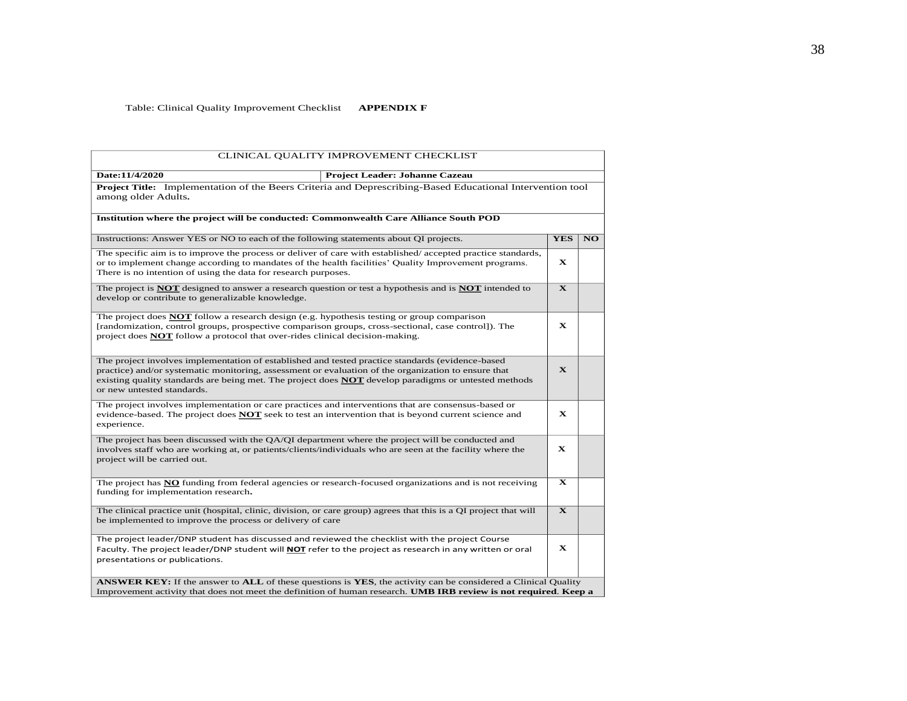Table: Clinical Quality Improvement Checklist **APPENDIX F**

| CLINICAL QUALITY IMPROVEMENT CHECKLIST | | |
|---|---|---|
| **Date:11/4/2020** — **Project Leader: Johanne Cazeau** | | |
| **Project Title:** Implementation of the Beers Criteria and Deprescribing-Based Educational Intervention tool among older Adults**.** | | |
| **Institution where the project will be conducted: Commonwealth Care Alliance South POD** | | |
| Instructions: Answer YES or NO to each of the following statements about QI projects. | **YES** | **NO** |
| The specific aim is to improve the process or deliver of care with established/ accepted practice standards, or to implement change according to mandates of the health facilities' Quality Improvement programs. There is no intention of using the data for research purposes. | **X** | |
| The project is **NOT** designed to answer a research question or test a hypothesis and is **NOT** intended to develop or contribute to generalizable knowledge. | **X** | |
| The project does **NOT** follow a research design (e.g. hypothesis testing or group comparison [randomization, control groups, prospective comparison groups, cross-sectional, case control]). The project does **NOT** follow a protocol that over-rides clinical decision-making. | **X** | |
| The project involves implementation of established and tested practice standards (evidence-based practice) and/or systematic monitoring, assessment or evaluation of the organization to ensure that existing quality standards are being met. The project does **NOT** develop paradigms or untested methods or new untested standards. | **X** | |
| The project involves implementation or care practices and interventions that are consensus-based or evidence-based. The project does **NOT** seek to test an intervention that is beyond current science and experience. | **X** | |
| The project has been discussed with the QA/QI department where the project will be conducted and involves staff who are working at, or patients/clients/individuals who are seen at the facility where the project will be carried out. | **X** | |
| The project has **NO** funding from federal agencies or research-focused organizations and is not receiving funding for implementation research**.** | **X** | |
| The clinical practice unit (hospital, clinic, division, or care group) agrees that this is a QI project that will be implemented to improve the process or delivery of care | **X** | |
| The project leader/DNP student has discussed and reviewed the checklist with the project Course Faculty. The project leader/DNP student will **NOT** refer to the project as research in any written or oral presentations or publications. | **X** | |
| **ANSWER KEY:** If the answer to **ALL** of these questions is **YES**, the activity can be considered a Clinical Quality Improvement activity that does not meet the definition of human research. **UMB IRB review is not required**. **Keep a** | | |